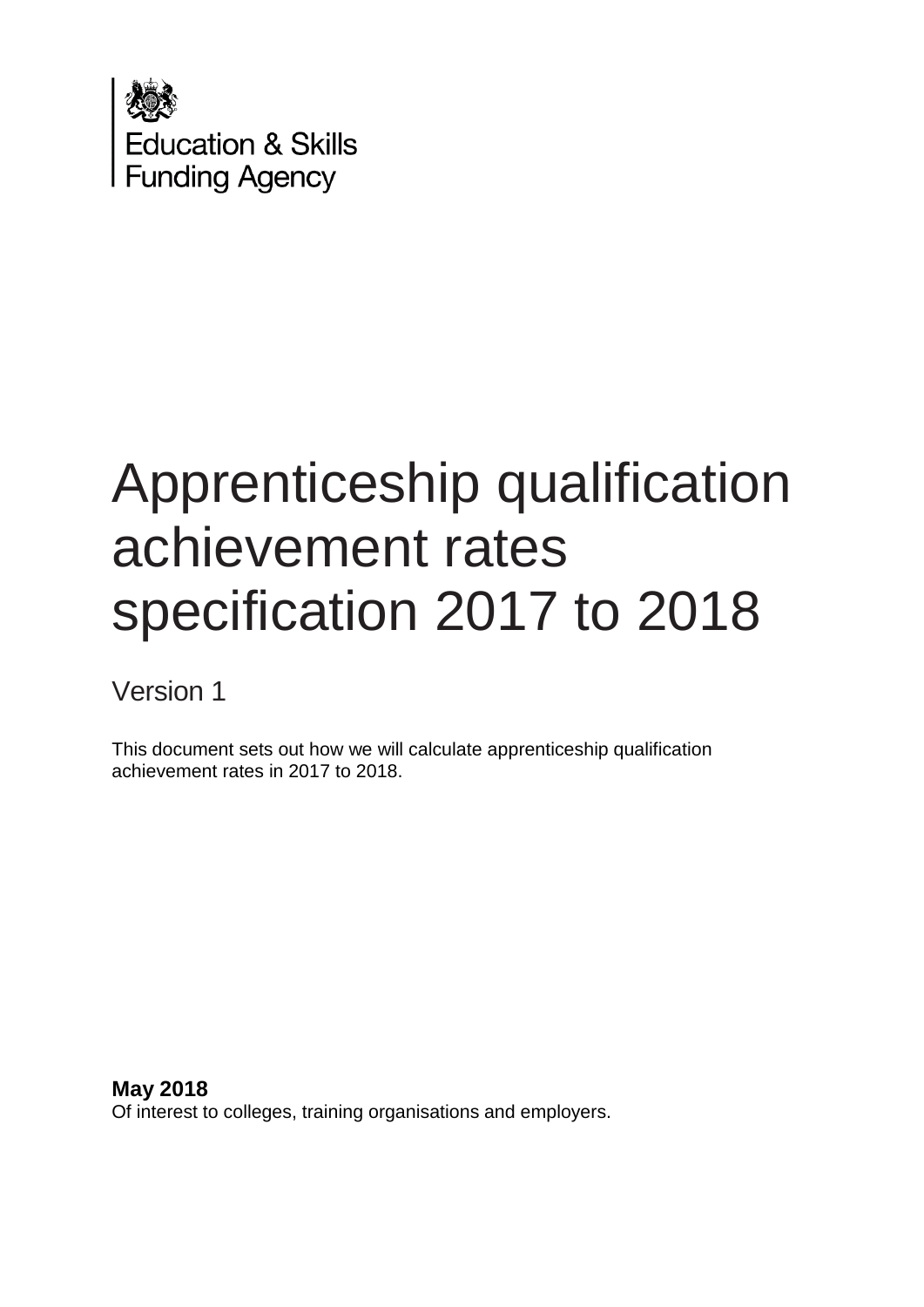Education & Skills Funding Agency

# Apprenticeship qualification achievement rates specification 2017 to 2018

Version 1

This document sets out how we will calculate apprenticeship qualification achievement rates in 2017 to 2018.

**May 2018**

Of interest to colleges, training organisations and employers.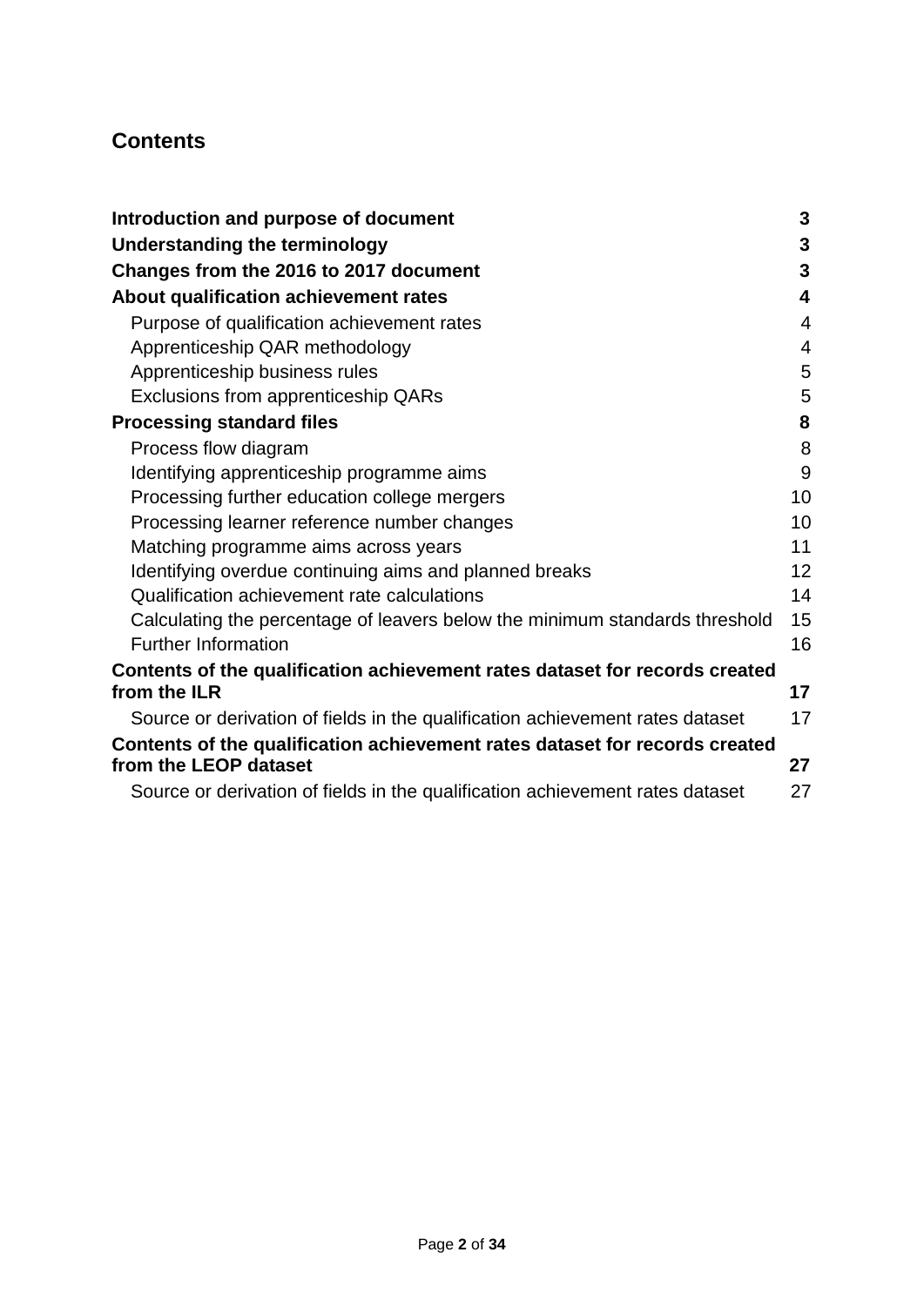## Contents

| | |
|---|---|
| **Introduction and purpose of document** | **3** |
| **Understanding the terminology** | **3** |
| **Changes from the 2016 to 2017 document** | **3** |
| **About qualification achievement rates** | **4** |
| Purpose of qualification achievement rates | 4 |
| Apprenticeship QAR methodology | 4 |
| Apprenticeship business rules | 5 |
| Exclusions from apprenticeship QARs | 5 |
| **Processing standard files** | **8** |
| Process flow diagram | 8 |
| Identifying apprenticeship programme aims | 9 |
| Processing further education college mergers | 10 |
| Processing learner reference number changes | 10 |
| Matching programme aims across years | 11 |
| Identifying overdue continuing aims and planned breaks | 12 |
| Qualification achievement rate calculations | 14 |
| Calculating the percentage of leavers below the minimum standards threshold | 15 |
| Further Information | 16 |
| **Contents of the qualification achievement rates dataset for records created from the ILR** | **17** |
| Source or derivation of fields in the qualification achievement rates dataset | 17 |
| **Contents of the qualification achievement rates dataset for records created from the LEOP dataset** | **27** |
| Source or derivation of fields in the qualification achievement rates dataset | 27 |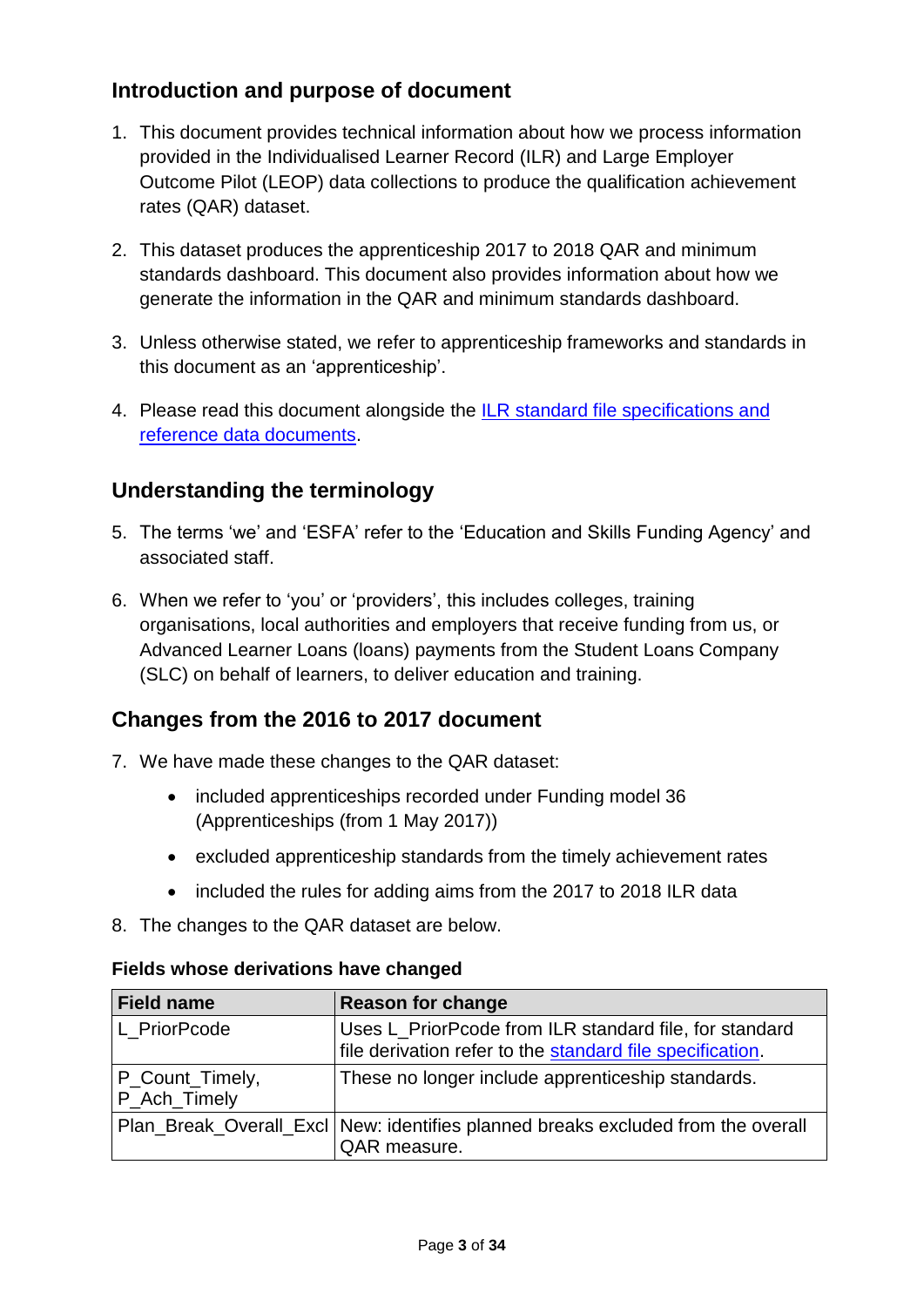## Introduction and purpose of document

1. This document provides technical information about how we process information provided in the Individualised Learner Record (ILR) and Large Employer Outcome Pilot (LEOP) data collections to produce the qualification achievement rates (QAR) dataset.

2. This dataset produces the apprenticeship 2017 to 2018 QAR and minimum standards dashboard. This document also provides information about how we generate the information in the QAR and minimum standards dashboard.

3. Unless otherwise stated, we refer to apprenticeship frameworks and standards in this document as an 'apprenticeship'.

4. Please read this document alongside the [ILR standard file specifications and reference data documents](ILR standard file specifications and reference data documents).

## Understanding the terminology

5. The terms 'we' and 'ESFA' refer to the 'Education and Skills Funding Agency' and associated staff.

6. When we refer to 'you' or 'providers', this includes colleges, training organisations, local authorities and employers that receive funding from us, or Advanced Learner Loans (loans) payments from the Student Loans Company (SLC) on behalf of learners, to deliver education and training.

## Changes from the 2016 to 2017 document

7. We have made these changes to the QAR dataset:

   - included apprenticeships recorded under Funding model 36 (Apprenticeships (from 1 May 2017))
   - excluded apprenticeship standards from the timely achievement rates
   - included the rules for adding aims from the 2017 to 2018 ILR data

8. The changes to the QAR dataset are below.

**Fields whose derivations have changed**

| Field name | Reason for change |
|---|---|
| L_PriorPcode | Uses L_PriorPcode from ILR standard file, for standard file derivation refer to the standard file specification. |
| P_Count_Timely, P_Ach_Timely | These no longer include apprenticeship standards. |
| Plan_Break_Overall_Excl | New: identifies planned breaks excluded from the overall QAR measure. |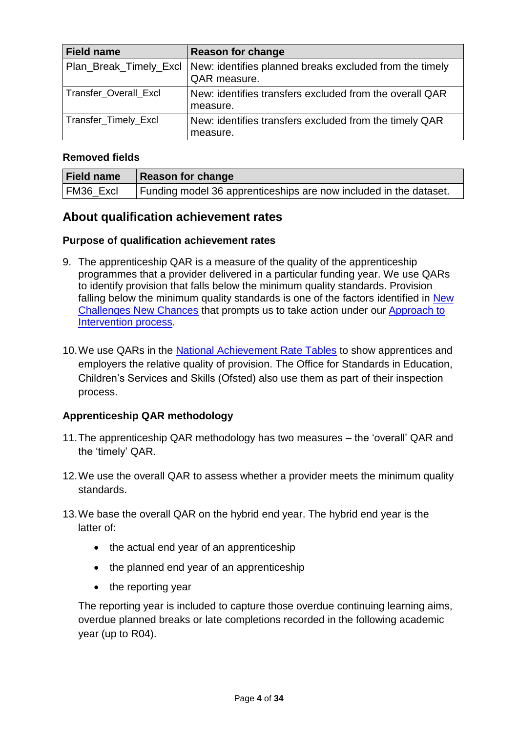| Field name | Reason for change |
|---|---|
| Plan_Break_Timely_Excl | New: identifies planned breaks excluded from the timely QAR measure. |
| Transfer_Overall_Excl | New: identifies transfers excluded from the overall QAR measure. |
| Transfer_Timely_Excl | New: identifies transfers excluded from the timely QAR measure. |

**Removed fields**

| Field name | Reason for change |
|---|---|
| FM36_Excl | Funding model 36 apprenticeships are now included in the dataset. |

## About qualification achievement rates

### Purpose of qualification achievement rates

9. The apprenticeship QAR is a measure of the quality of the apprenticeship programmes that a provider delivered in a particular funding year. We use QARs to identify provision that falls below the minimum quality standards. Provision falling below the minimum quality standards is one of the factors identified in New Challenges New Chances that prompts us to take action under our Approach to Intervention process.

10. We use QARs in the National Achievement Rate Tables to show apprentices and employers the relative quality of provision. The Office for Standards in Education, Children's Services and Skills (Ofsted) also use them as part of their inspection process.

### Apprenticeship QAR methodology

11. The apprenticeship QAR methodology has two measures – the 'overall' QAR and the 'timely' QAR.

12. We use the overall QAR to assess whether a provider meets the minimum quality standards.

13. We base the overall QAR on the hybrid end year. The hybrid end year is the latter of:

    - the actual end year of an apprenticeship
    - the planned end year of an apprenticeship
    - the reporting year

    The reporting year is included to capture those overdue continuing learning aims, overdue planned breaks or late completions recorded in the following academic year (up to R04).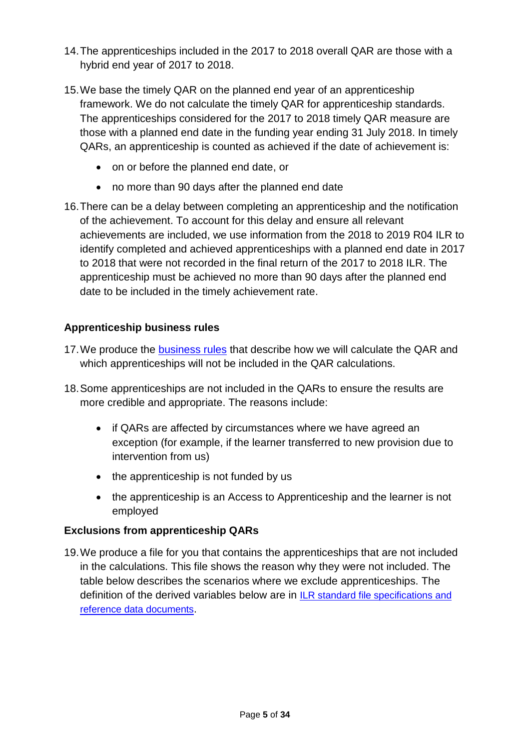14. The apprenticeships included in the 2017 to 2018 overall QAR are those with a hybrid end year of 2017 to 2018.

15. We base the timely QAR on the planned end year of an apprenticeship framework. We do not calculate the timely QAR for apprenticeship standards. The apprenticeships considered for the 2017 to 2018 timely QAR measure are those with a planned end date in the funding year ending 31 July 2018. In timely QARs, an apprenticeship is counted as achieved if the date of achievement is:

    - on or before the planned end date, or
    - no more than 90 days after the planned end date

16. There can be a delay between completing an apprenticeship and the notification of the achievement. To account for this delay and ensure all relevant achievements are included, we use information from the 2018 to 2019 R04 ILR to identify completed and achieved apprenticeships with a planned end date in 2017 to 2018 that were not recorded in the final return of the 2017 to 2018 ILR. The apprenticeship must be achieved no more than 90 days after the planned end date to be included in the timely achievement rate.

### Apprenticeship business rules

17. We produce the [business rules] that describe how we will calculate the QAR and which apprenticeships will not be included in the QAR calculations.

18. Some apprenticeships are not included in the QARs to ensure the results are more credible and appropriate. The reasons include:

    - if QARs are affected by circumstances where we have agreed an exception (for example, if the learner transferred to new provision due to intervention from us)
    - the apprenticeship is not funded by us
    - the apprenticeship is an Access to Apprenticeship and the learner is not employed

### Exclusions from apprenticeship QARs

19. We produce a file for you that contains the apprenticeships that are not included in the calculations. This file shows the reason why they were not included. The table below describes the scenarios where we exclude apprenticeships. The definition of the derived variables below are in [ILR standard file specifications and reference data documents].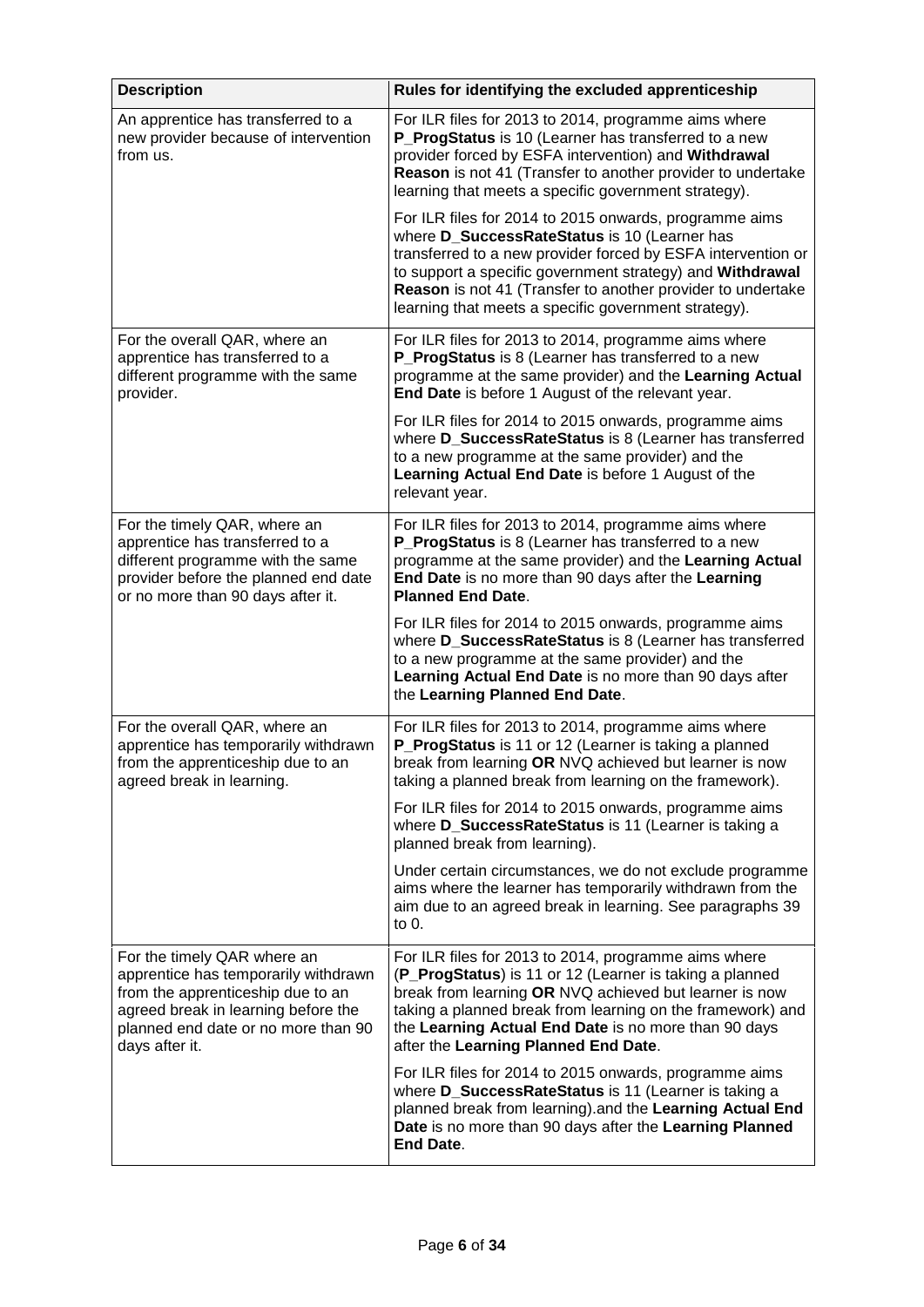| Description | Rules for identifying the excluded apprenticeship |
|---|---|
| An apprentice has transferred to a new provider because of intervention from us. | For ILR files for 2013 to 2014, programme aims where **P_ProgStatus** is 10 (Learner has transferred to a new provider forced by ESFA intervention) and **Withdrawal Reason** is not 41 (Transfer to another provider to undertake learning that meets a specific government strategy).<br><br>For ILR files for 2014 to 2015 onwards, programme aims where **D_SuccessRateStatus** is 10 (Learner has transferred to a new provider forced by ESFA intervention or to support a specific government strategy) and **Withdrawal Reason** is not 41 (Transfer to another provider to undertake learning that meets a specific government strategy). |
| For the overall QAR, where an apprentice has transferred to a different programme with the same provider. | For ILR files for 2013 to 2014, programme aims where **P_ProgStatus** is 8 (Learner has transferred to a new programme at the same provider) and the **Learning Actual End Date** is before 1 August of the relevant year.<br><br>For ILR files for 2014 to 2015 onwards, programme aims where **D_SuccessRateStatus** is 8 (Learner has transferred to a new programme at the same provider) and the **Learning Actual End Date** is before 1 August of the relevant year. |
| For the timely QAR, where an apprentice has transferred to a different programme with the same provider before the planned end date or no more than 90 days after it. | For ILR files for 2013 to 2014, programme aims where **P_ProgStatus** is 8 (Learner has transferred to a new programme at the same provider) and the **Learning Actual End Date** is no more than 90 days after the **Learning Planned End Date**.<br><br>For ILR files for 2014 to 2015 onwards, programme aims where **D_SuccessRateStatus** is 8 (Learner has transferred to a new programme at the same provider) and the **Learning Actual End Date** is no more than 90 days after the **Learning Planned End Date**. |
| For the overall QAR, where an apprentice has temporarily withdrawn from the apprenticeship due to an agreed break in learning. | For ILR files for 2013 to 2014, programme aims where **P_ProgStatus** is 11 or 12 (Learner is taking a planned break from learning **OR** NVQ achieved but learner is now taking a planned break from learning on the framework).<br><br>For ILR files for 2014 to 2015 onwards, programme aims where **D_SuccessRateStatus** is 11 (Learner is taking a planned break from learning).<br><br>Under certain circumstances, we do not exclude programme aims where the learner has temporarily withdrawn from the aim due to an agreed break in learning. See paragraphs 39 to 0. |
| For the timely QAR where an apprentice has temporarily withdrawn from the apprenticeship due to an agreed break in learning before the planned end date or no more than 90 days after it. | For ILR files for 2013 to 2014, programme aims where (**P_ProgStatus**) is 11 or 12 (Learner is taking a planned break from learning **OR** NVQ achieved but learner is now taking a planned break from learning on the framework) and the **Learning Actual End Date** is no more than 90 days after the **Learning Planned End Date**.<br><br>For ILR files for 2014 to 2015 onwards, programme aims where **D_SuccessRateStatus** is 11 (Learner is taking a planned break from learning).and the **Learning Actual End Date** is no more than 90 days after the **Learning Planned End Date**. |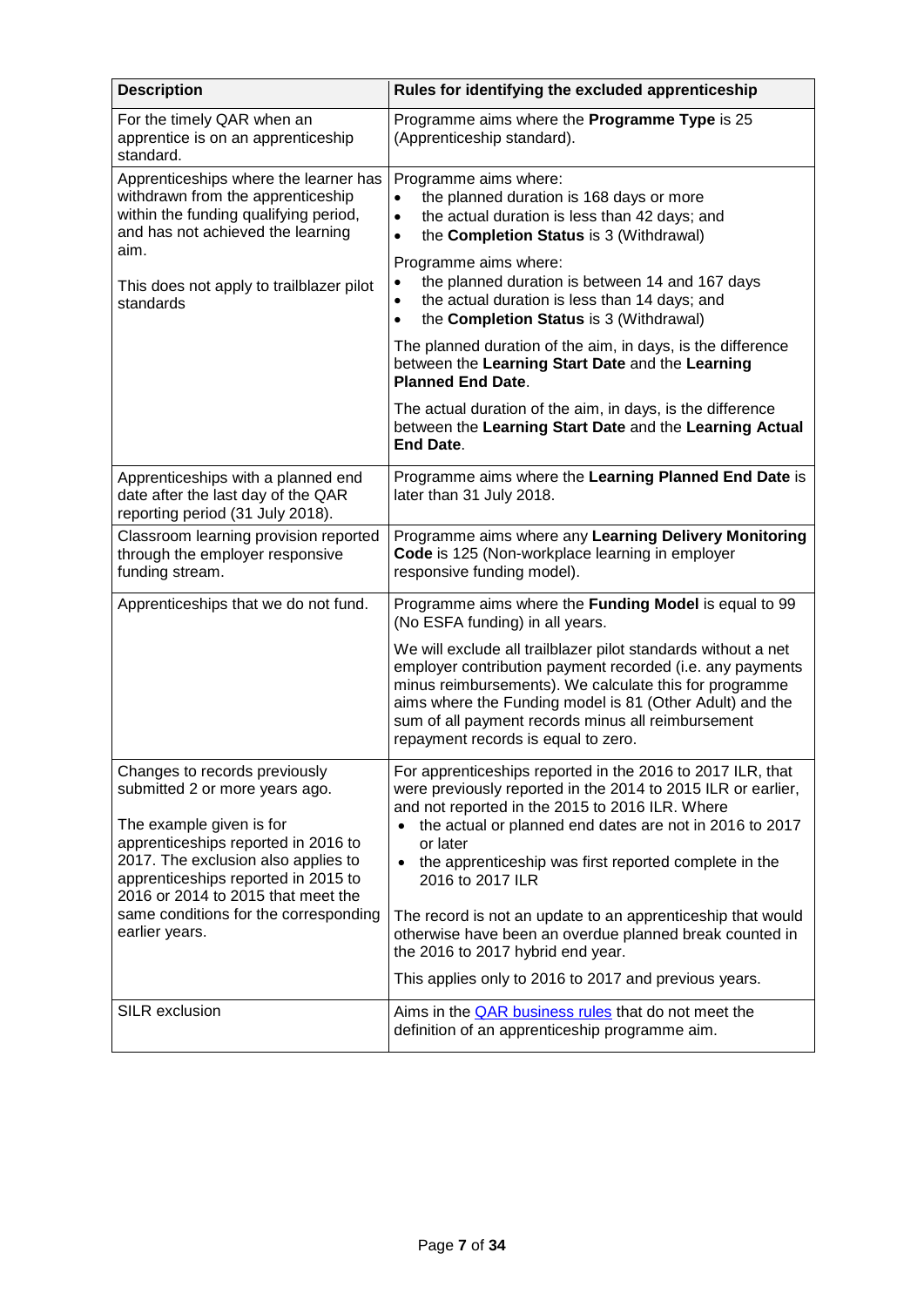| Description | Rules for identifying the excluded apprenticeship |
|---|---|
| For the timely QAR when an apprentice is on an apprenticeship standard. | Programme aims where the **Programme Type** is 25 (Apprenticeship standard). |
| Apprenticeships where the learner has withdrawn from the apprenticeship within the funding qualifying period, and has not achieved the learning aim.<br><br>This does not apply to trailblazer pilot standards | Programme aims where:<br>• the planned duration is 168 days or more<br>• the actual duration is less than 42 days; and<br>• the **Completion Status** is 3 (Withdrawal)<br><br>Programme aims where:<br>• the planned duration is between 14 and 167 days<br>• the actual duration is less than 14 days; and<br>• the **Completion Status** is 3 (Withdrawal)<br><br>The planned duration of the aim, in days, is the difference between the **Learning Start Date** and the **Learning Planned End Date**.<br><br>The actual duration of the aim, in days, is the difference between the **Learning Start Date** and the **Learning Actual End Date**. |
| Apprenticeships with a planned end date after the last day of the QAR reporting period (31 July 2018). | Programme aims where the **Learning Planned End Date** is later than 31 July 2018. |
| Classroom learning provision reported through the employer responsive funding stream. | Programme aims where any **Learning Delivery Monitoring Code** is 125 (Non-workplace learning in employer responsive funding model). |
| Apprenticeships that we do not fund. | Programme aims where the **Funding Model** is equal to 99 (No ESFA funding) in all years.<br><br>We will exclude all trailblazer pilot standards without a net employer contribution payment recorded (i.e. any payments minus reimbursements). We calculate this for programme aims where the Funding model is 81 (Other Adult) and the sum of all payment records minus all reimbursement repayment records is equal to zero. |
| Changes to records previously submitted 2 or more years ago.<br><br>The example given is for apprenticeships reported in 2016 to 2017. The exclusion also applies to apprenticeships reported in 2015 to 2016 or 2014 to 2015 that meet the same conditions for the corresponding earlier years. | For apprenticeships reported in the 2016 to 2017 ILR, that were previously reported in the 2014 to 2015 ILR or earlier, and not reported in the 2015 to 2016 ILR. Where<br>• the actual or planned end dates are not in 2016 to 2017 or later<br>• the apprenticeship was first reported complete in the 2016 to 2017 ILR<br><br>The record is not an update to an apprenticeship that would otherwise have been an overdue planned break counted in the 2016 to 2017 hybrid end year.<br><br>This applies only to 2016 to 2017 and previous years. |
| SILR exclusion | Aims in the [QAR business rules] that do not meet the definition of an apprenticeship programme aim. |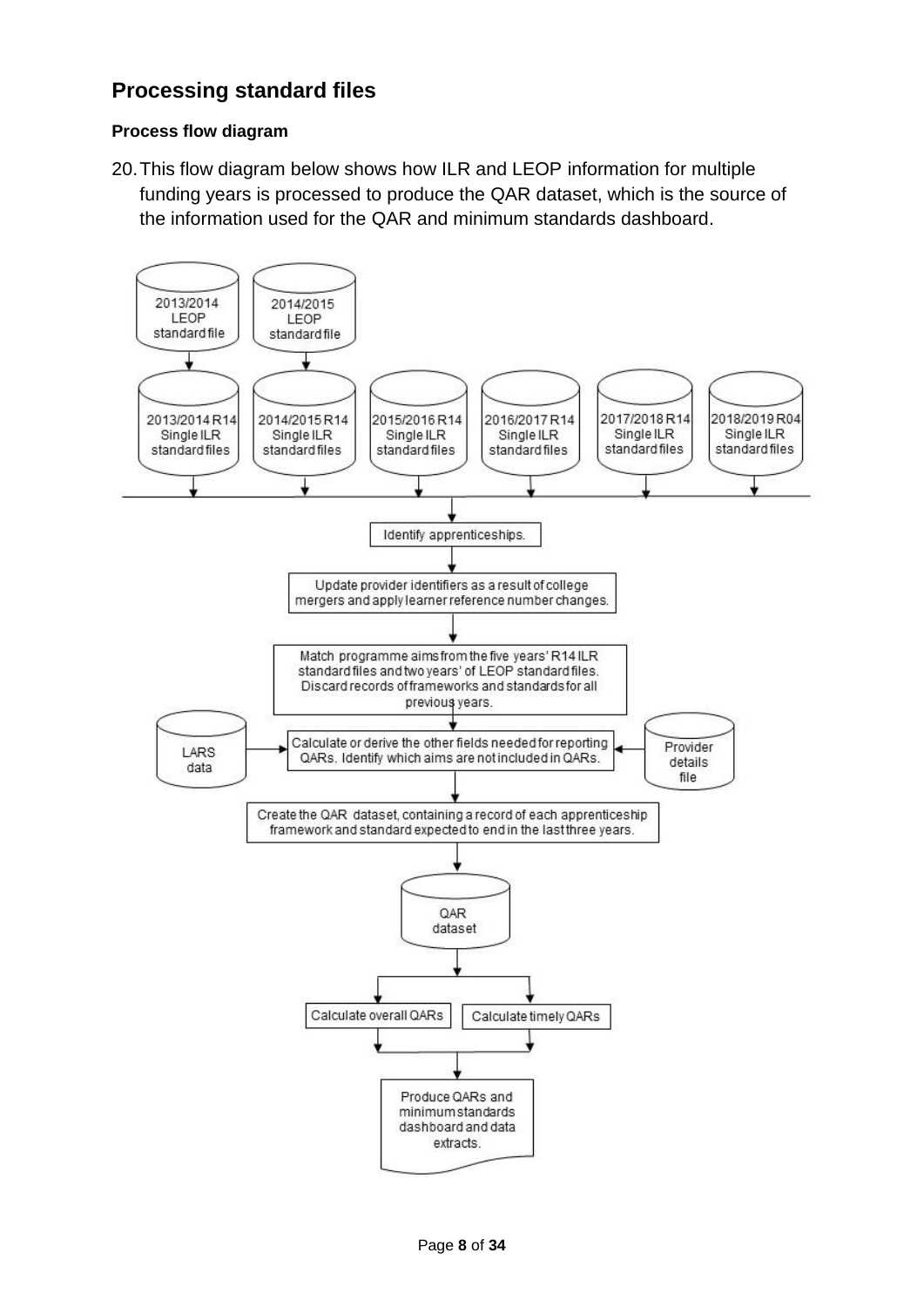## Processing standard files

### Process flow diagram

20. This flow diagram below shows how ILR and LEOP information for multiple funding years is processed to produce the QAR dataset, which is the source of the information used for the QAR and minimum standards dashboard.

2013/2014 LEOP standard file

2014/2015 LEOP standard file

2013/2014 R14 Single ILR standard files

2014/2015 R14 Single ILR standard files

2015/2016 R14 Single ILR standard files

2016/2017 R14 Single ILR standard files

2017/2018 R14 Single ILR standard files

2018/2019 R04 Single ILR standard files

Identify apprenticeships.

Update provider identifiers as a result of college mergers and apply learner reference number changes.

Match programme aims from the five years' R14 ILR standard files and two years' of LEOP standard files. Discard records of frameworks and standards for all previous years.

LARS data

Calculate or derive the other fields needed for reporting QARs. Identify which aims are not included in QARs.

Provider details file

Create the QAR dataset, containing a record of each apprenticeship framework and standard expected to end in the last three years.

QAR dataset

Calculate overall QARs

Calculate timely QARs

Produce QARs and minimum standards dashboard and data extracts.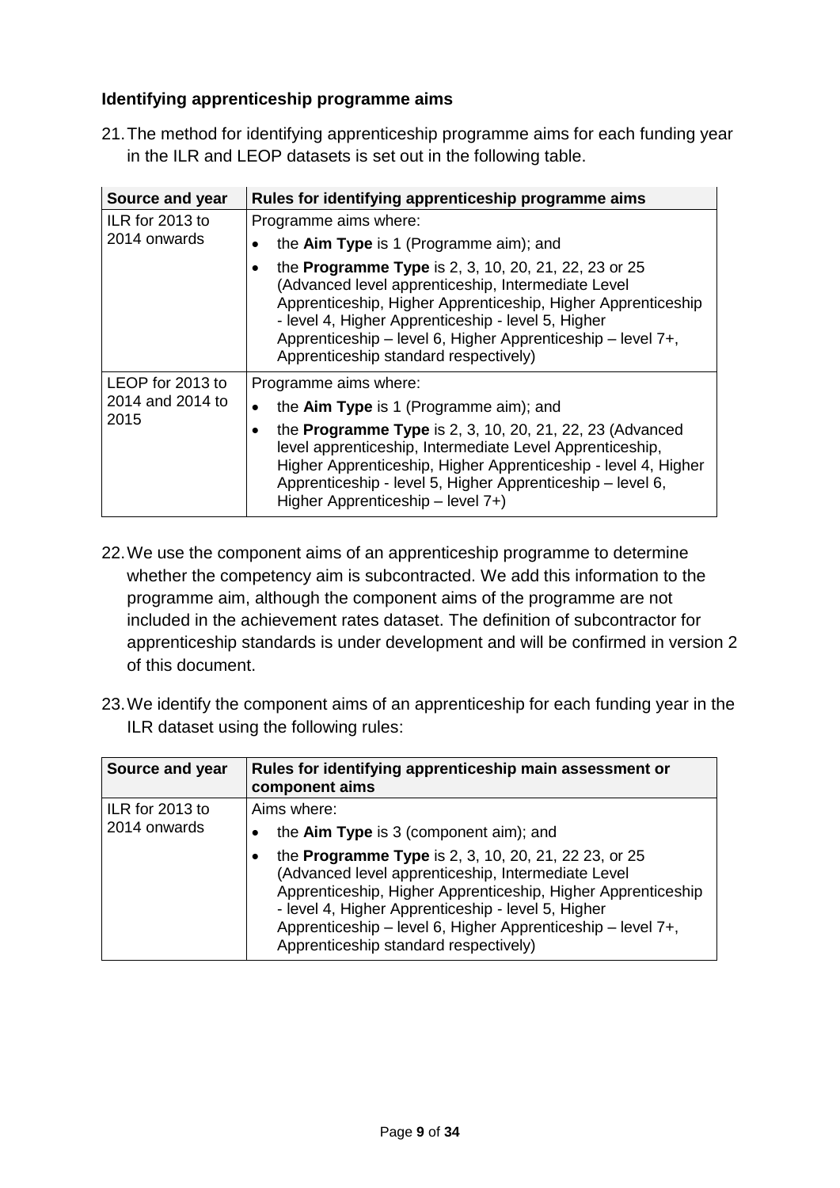### Identifying apprenticeship programme aims

21. The method for identifying apprenticeship programme aims for each funding year in the ILR and LEOP datasets is set out in the following table.

| Source and year | Rules for identifying apprenticeship programme aims |
|---|---|
| ILR for 2013 to 2014 onwards | Programme aims where:<br>• the **Aim Type** is 1 (Programme aim); and<br>• the **Programme Type** is 2, 3, 10, 20, 21, 22, 23 or 25 (Advanced level apprenticeship, Intermediate Level Apprenticeship, Higher Apprenticeship, Higher Apprenticeship - level 4, Higher Apprenticeship - level 5, Higher Apprenticeship – level 6, Higher Apprenticeship – level 7+, Apprenticeship standard respectively) |
| LEOP for 2013 to 2014 and 2014 to 2015 | Programme aims where:<br>• the **Aim Type** is 1 (Programme aim); and<br>• the **Programme Type** is 2, 3, 10, 20, 21, 22, 23 (Advanced level apprenticeship, Intermediate Level Apprenticeship, Higher Apprenticeship, Higher Apprenticeship - level 4, Higher Apprenticeship - level 5, Higher Apprenticeship – level 6, Higher Apprenticeship – level 7+) |

22. We use the component aims of an apprenticeship programme to determine whether the competency aim is subcontracted. We add this information to the programme aim, although the component aims of the programme are not included in the achievement rates dataset. The definition of subcontractor for apprenticeship standards is under development and will be confirmed in version 2 of this document.

23. We identify the component aims of an apprenticeship for each funding year in the ILR dataset using the following rules:

| Source and year | Rules for identifying apprenticeship main assessment or component aims |
|---|---|
| ILR for 2013 to 2014 onwards | Aims where:<br>• the **Aim Type** is 3 (component aim); and<br>• the **Programme Type** is 2, 3, 10, 20, 21, 22 23, or 25 (Advanced level apprenticeship, Intermediate Level Apprenticeship, Higher Apprenticeship, Higher Apprenticeship - level 4, Higher Apprenticeship - level 5, Higher Apprenticeship – level 6, Higher Apprenticeship – level 7+, Apprenticeship standard respectively) |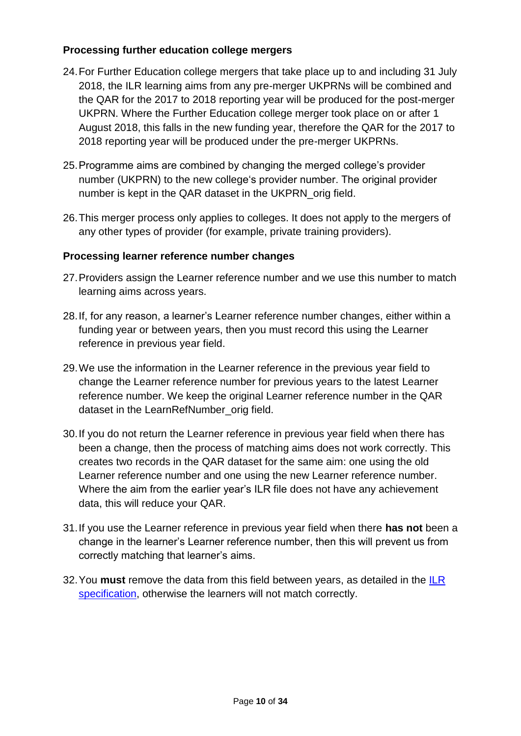### Processing further education college mergers

24. For Further Education college mergers that take place up to and including 31 July 2018, the ILR learning aims from any pre-merger UKPRNs will be combined and the QAR for the 2017 to 2018 reporting year will be produced for the post-merger UKPRN. Where the Further Education college merger took place on or after 1 August 2018, this falls in the new funding year, therefore the QAR for the 2017 to 2018 reporting year will be produced under the pre-merger UKPRNs.
25. Programme aims are combined by changing the merged college's provider number (UKPRN) to the new college's provider number. The original provider number is kept in the QAR dataset in the UKPRN_orig field.
26. This merger process only applies to colleges. It does not apply to the mergers of any other types of provider (for example, private training providers).

### Processing learner reference number changes

27. Providers assign the Learner reference number and we use this number to match learning aims across years.
28. If, for any reason, a learner's Learner reference number changes, either within a funding year or between years, then you must record this using the Learner reference in previous year field.
29. We use the information in the Learner reference in the previous year field to change the Learner reference number for previous years to the latest Learner reference number. We keep the original Learner reference number in the QAR dataset in the LearnRefNumber_orig field.
30. If you do not return the Learner reference in previous year field when there has been a change, then the process of matching aims does not work correctly. This creates two records in the QAR dataset for the same aim: one using the old Learner reference number and one using the new Learner reference number. Where the aim from the earlier year's ILR file does not have any achievement data, this will reduce your QAR.
31. If you use the Learner reference in previous year field when there **has not** been a change in the learner's Learner reference number, then this will prevent us from correctly matching that learner's aims.
32. You **must** remove the data from this field between years, as detailed in the [ILR specification](), otherwise the learners will not match correctly.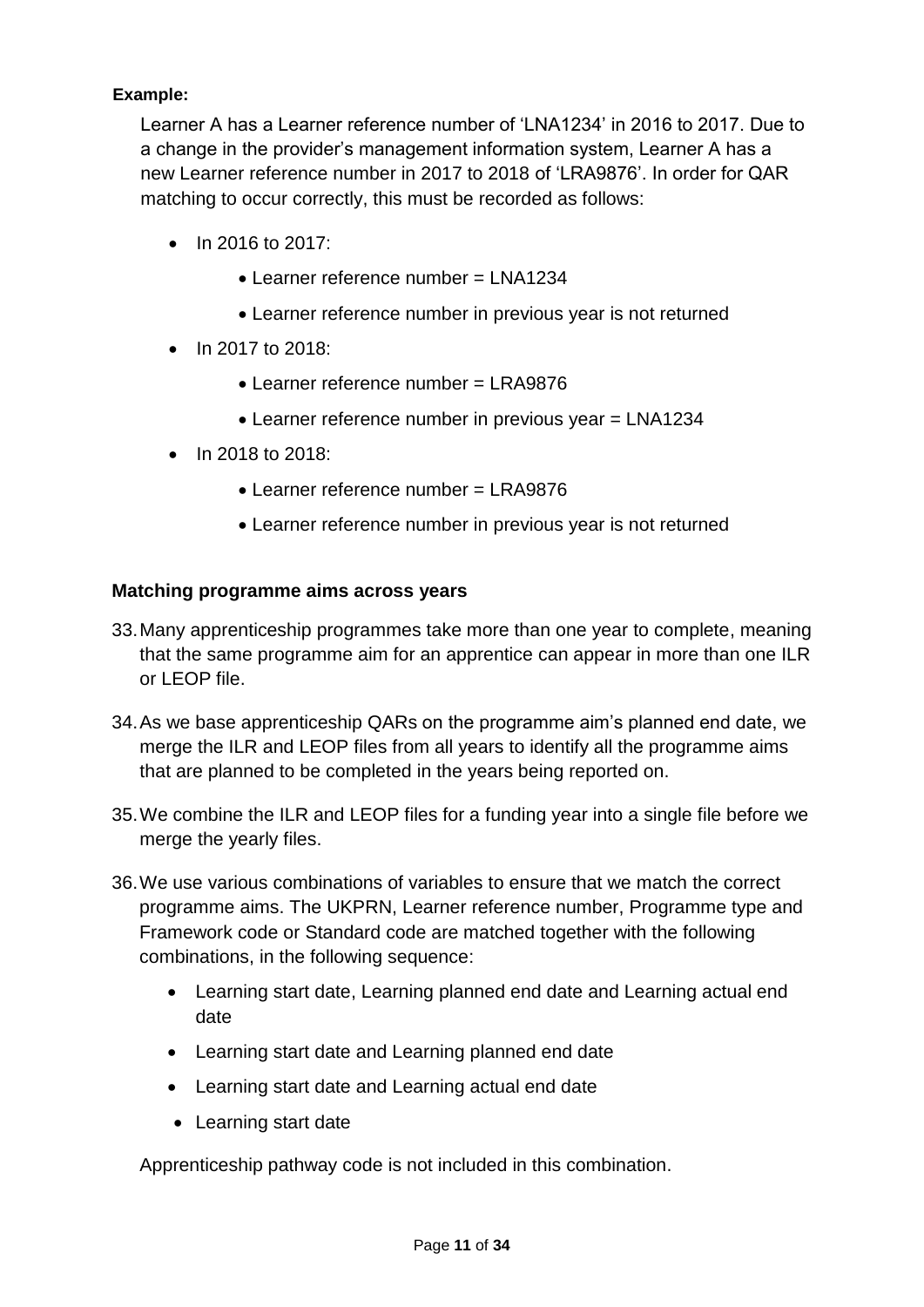**Example:**

Learner A has a Learner reference number of 'LNA1234' in 2016 to 2017. Due to a change in the provider's management information system, Learner A has a new Learner reference number in 2017 to 2018 of 'LRA9876'. In order for QAR matching to occur correctly, this must be recorded as follows:

- In 2016 to 2017:
  - Learner reference number = LNA1234
  - Learner reference number in previous year is not returned
- In 2017 to 2018:
  - Learner reference number = LRA9876
  - Learner reference number in previous year = LNA1234
- In 2018 to 2018:
  - Learner reference number = LRA9876
  - Learner reference number in previous year is not returned

### Matching programme aims across years

33. Many apprenticeship programmes take more than one year to complete, meaning that the same programme aim for an apprentice can appear in more than one ILR or LEOP file.

34. As we base apprenticeship QARs on the programme aim's planned end date, we merge the ILR and LEOP files from all years to identify all the programme aims that are planned to be completed in the years being reported on.

35. We combine the ILR and LEOP files for a funding year into a single file before we merge the yearly files.

36. We use various combinations of variables to ensure that we match the correct programme aims. The UKPRN, Learner reference number, Programme type and Framework code or Standard code are matched together with the following combinations, in the following sequence:

    - Learning start date, Learning planned end date and Learning actual end date
    - Learning start date and Learning planned end date
    - Learning start date and Learning actual end date
    - Learning start date

    Apprenticeship pathway code is not included in this combination.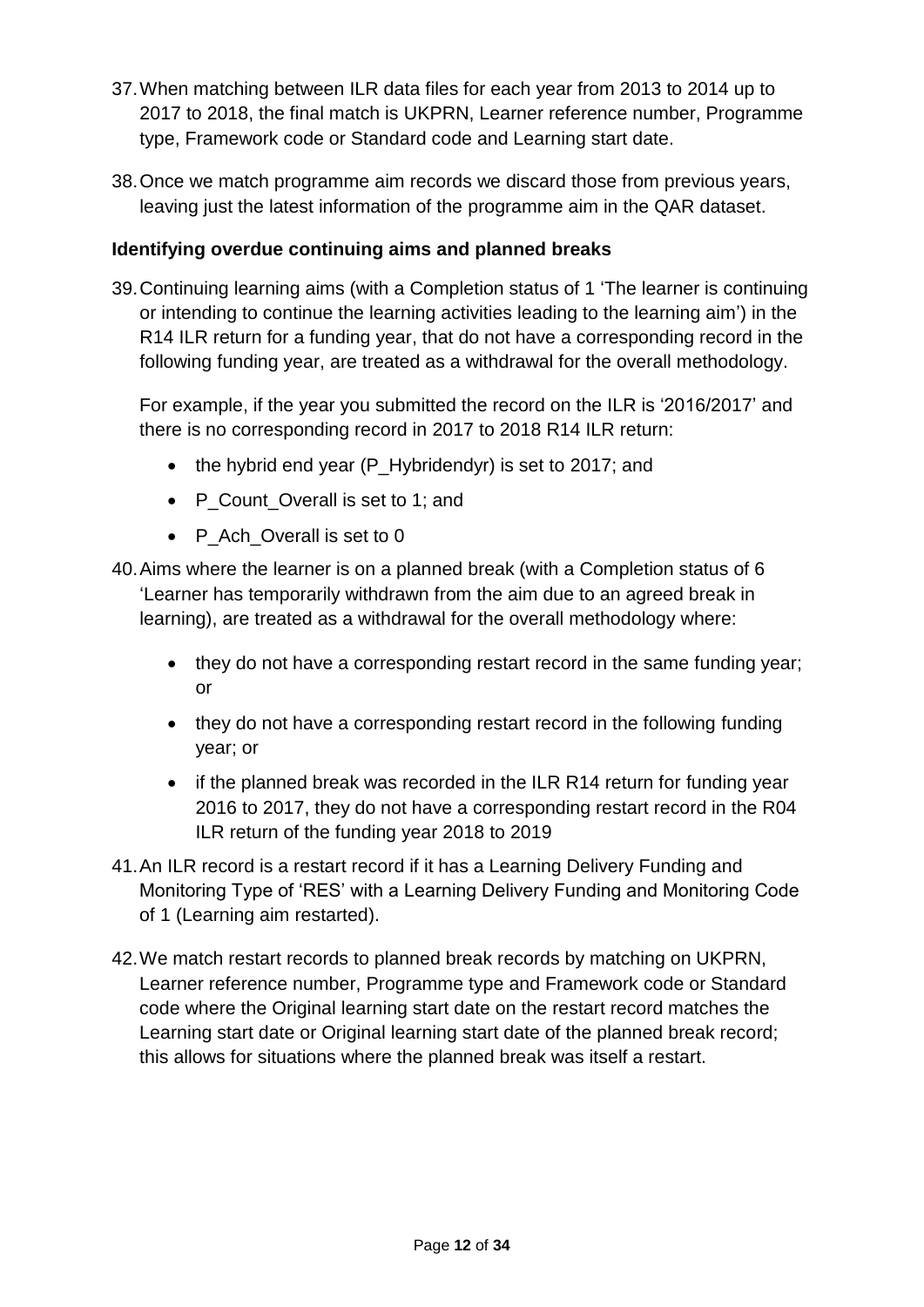37. When matching between ILR data files for each year from 2013 to 2014 up to 2017 to 2018, the final match is UKPRN, Learner reference number, Programme type, Framework code or Standard code and Learning start date.

38. Once we match programme aim records we discard those from previous years, leaving just the latest information of the programme aim in the QAR dataset.

### Identifying overdue continuing aims and planned breaks

39. Continuing learning aims (with a Completion status of 1 'The learner is continuing or intending to continue the learning activities leading to the learning aim') in the R14 ILR return for a funding year, that do not have a corresponding record in the following funding year, are treated as a withdrawal for the overall methodology.

    For example, if the year you submitted the record on the ILR is '2016/2017' and there is no corresponding record in 2017 to 2018 R14 ILR return:

    - the hybrid end year (P_Hybridendyr) is set to 2017; and
    - P_Count_Overall is set to 1; and
    - P_Ach_Overall is set to 0

40. Aims where the learner is on a planned break (with a Completion status of 6 'Learner has temporarily withdrawn from the aim due to an agreed break in learning), are treated as a withdrawal for the overall methodology where:

    - they do not have a corresponding restart record in the same funding year; or
    - they do not have a corresponding restart record in the following funding year; or
    - if the planned break was recorded in the ILR R14 return for funding year 2016 to 2017, they do not have a corresponding restart record in the R04 ILR return of the funding year 2018 to 2019

41. An ILR record is a restart record if it has a Learning Delivery Funding and Monitoring Type of 'RES' with a Learning Delivery Funding and Monitoring Code of 1 (Learning aim restarted).

42. We match restart records to planned break records by matching on UKPRN, Learner reference number, Programme type and Framework code or Standard code where the Original learning start date on the restart record matches the Learning start date or Original learning start date of the planned break record; this allows for situations where the planned break was itself a restart.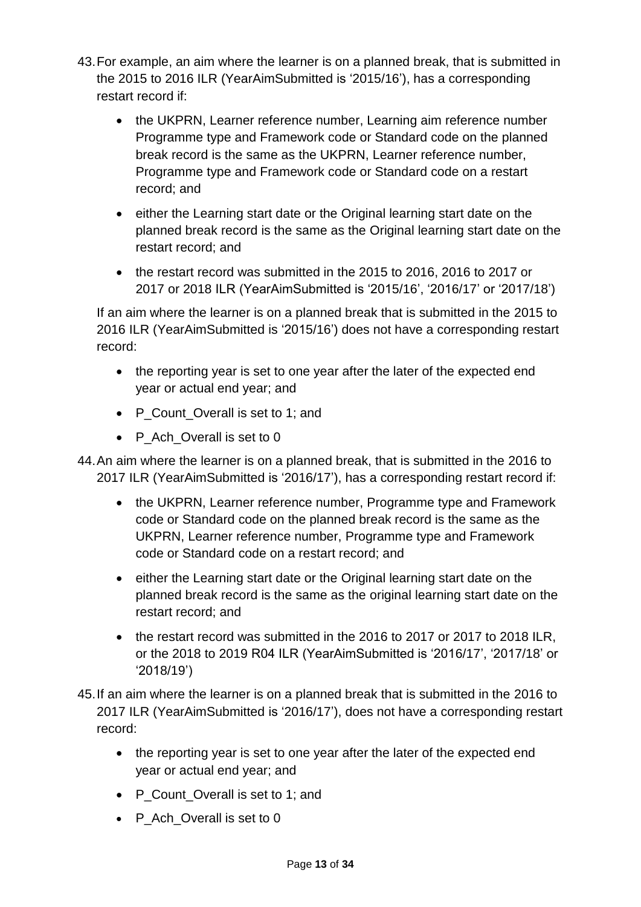43. For example, an aim where the learner is on a planned break, that is submitted in the 2015 to 2016 ILR (YearAimSubmitted is '2015/16'), has a corresponding restart record if:

    - the UKPRN, Learner reference number, Learning aim reference number Programme type and Framework code or Standard code on the planned break record is the same as the UKPRN, Learner reference number, Programme type and Framework code or Standard code on a restart record; and
    - either the Learning start date or the Original learning start date on the planned break record is the same as the Original learning start date on the restart record; and
    - the restart record was submitted in the 2015 to 2016, 2016 to 2017 or 2017 or 2018 ILR (YearAimSubmitted is '2015/16', '2016/17' or '2017/18')

    If an aim where the learner is on a planned break that is submitted in the 2015 to 2016 ILR (YearAimSubmitted is '2015/16') does not have a corresponding restart record:

    - the reporting year is set to one year after the later of the expected end year or actual end year; and
    - P_Count_Overall is set to 1; and
    - P_Ach_Overall is set to 0

44. An aim where the learner is on a planned break, that is submitted in the 2016 to 2017 ILR (YearAimSubmitted is '2016/17'), has a corresponding restart record if:

    - the UKPRN, Learner reference number, Programme type and Framework code or Standard code on the planned break record is the same as the UKPRN, Learner reference number, Programme type and Framework code or Standard code on a restart record; and
    - either the Learning start date or the Original learning start date on the planned break record is the same as the original learning start date on the restart record; and
    - the restart record was submitted in the 2016 to 2017 or 2017 to 2018 ILR, or the 2018 to 2019 R04 ILR (YearAimSubmitted is '2016/17', '2017/18' or '2018/19')

45. If an aim where the learner is on a planned break that is submitted in the 2016 to 2017 ILR (YearAimSubmitted is '2016/17'), does not have a corresponding restart record:

    - the reporting year is set to one year after the later of the expected end year or actual end year; and
    - P_Count_Overall is set to 1; and
    - P_Ach_Overall is set to 0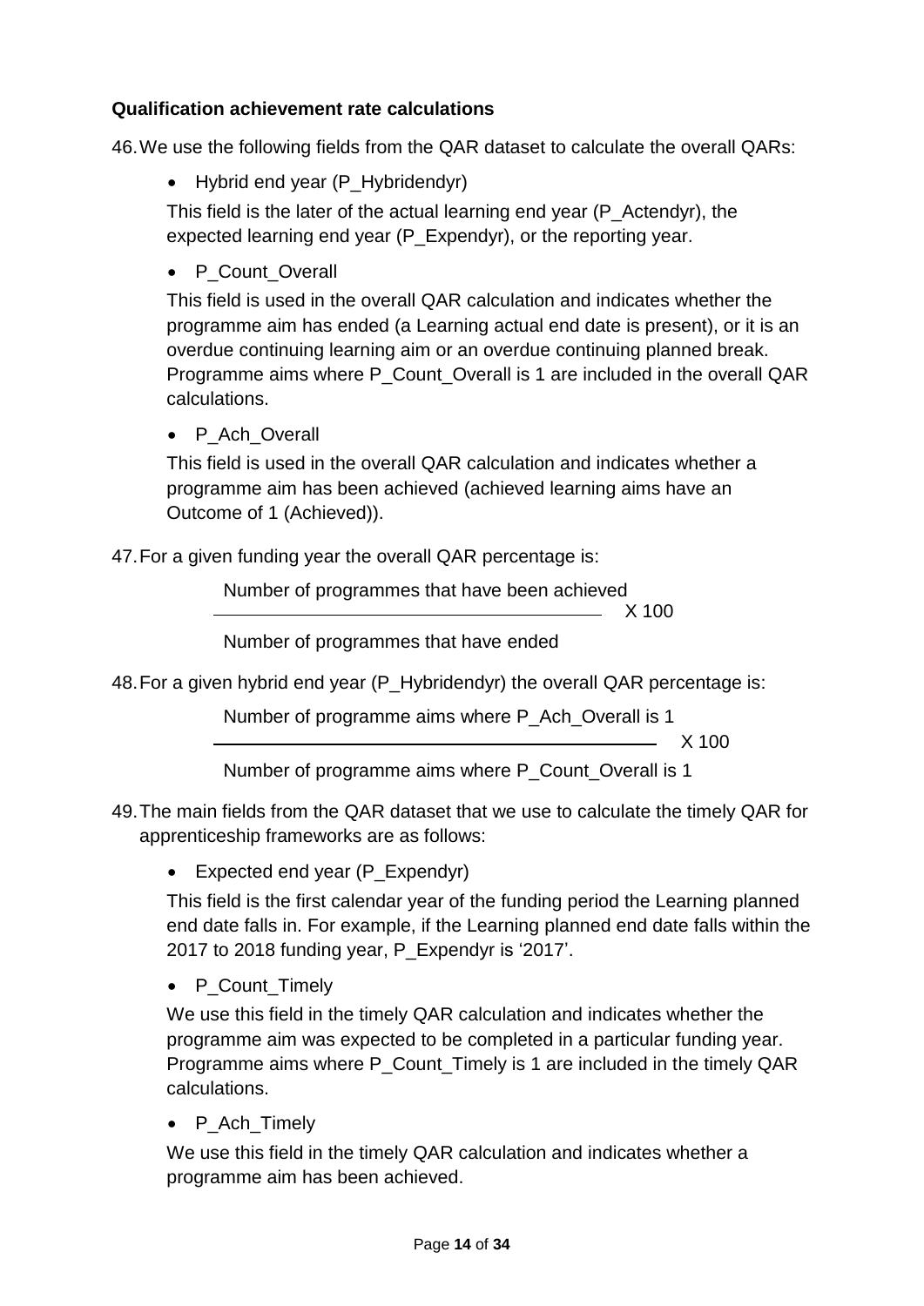**Qualification achievement rate calculations**

46. We use the following fields from the QAR dataset to calculate the overall QARs:

    - Hybrid end year (P_Hybridendyr)

    This field is the later of the actual learning end year (P_Actendyr), the expected learning end year (P_Expendyr), or the reporting year.

    - P_Count_Overall

    This field is used in the overall QAR calculation and indicates whether the programme aim has ended (a Learning actual end date is present), or it is an overdue continuing learning aim or an overdue continuing planned break. Programme aims where P_Count_Overall is 1 are included in the overall QAR calculations.

    - P_Ach_Overall

    This field is used in the overall QAR calculation and indicates whether a programme aim has been achieved (achieved learning aims have an Outcome of 1 (Achieved)).

47. For a given funding year the overall QAR percentage is:

$$\frac{\text{Number of programmes that have been achieved}}{\text{Number of programmes that have ended}} \times 100$$

48. For a given hybrid end year (P_Hybridendyr) the overall QAR percentage is:

$$\frac{\text{Number of programme aims where P\_Ach\_Overall is 1}}{\text{Number of programme aims where P\_Count\_Overall is 1}} \times 100$$

49. The main fields from the QAR dataset that we use to calculate the timely QAR for apprenticeship frameworks are as follows:

    - Expected end year (P_Expendyr)

    This field is the first calendar year of the funding period the Learning planned end date falls in. For example, if the Learning planned end date falls within the 2017 to 2018 funding year, P_Expendyr is '2017'.

    - P_Count_Timely

    We use this field in the timely QAR calculation and indicates whether the programme aim was expected to be completed in a particular funding year. Programme aims where P_Count_Timely is 1 are included in the timely QAR calculations.

    - P_Ach_Timely

    We use this field in the timely QAR calculation and indicates whether a programme aim has been achieved.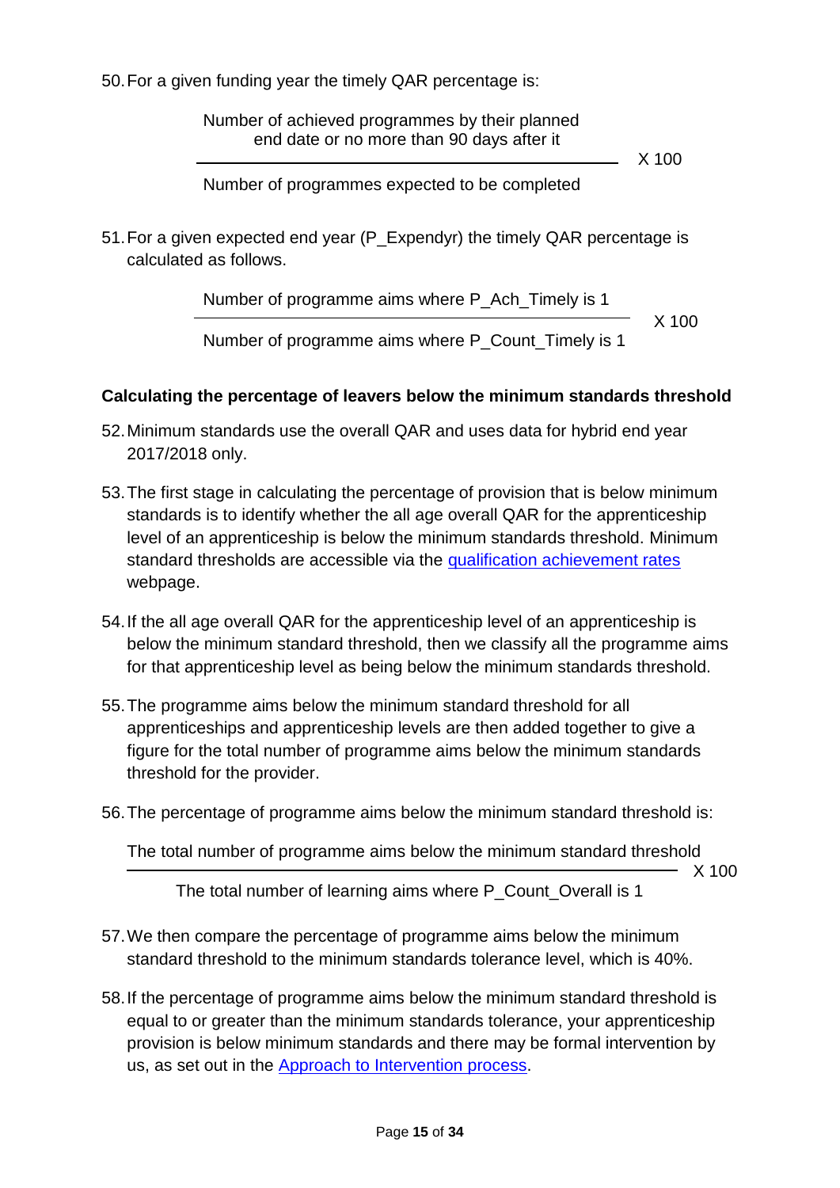50. For a given funding year the timely QAR percentage is:

$$\frac{\text{Number of achieved programmes by their planned end date or no more than 90 days after it}}{\text{Number of programmes expected to be completed}} \times 100$$

51. For a given expected end year (P_Expendyr) the timely QAR percentage is calculated as follows.

$$\frac{\text{Number of programme aims where P\_Ach\_Timely is 1}}{\text{Number of programme aims where P\_Count\_Timely is 1}} \times 100$$

**Calculating the percentage of leavers below the minimum standards threshold**

52. Minimum standards use the overall QAR and uses data for hybrid end year 2017/2018 only.

53. The first stage in calculating the percentage of provision that is below minimum standards is to identify whether the all age overall QAR for the apprenticeship level of an apprenticeship is below the minimum standards threshold. Minimum standard thresholds are accessible via the [qualification achievement rates]() webpage.

54. If the all age overall QAR for the apprenticeship level of an apprenticeship is below the minimum standard threshold, then we classify all the programme aims for that apprenticeship level as being below the minimum standards threshold.

55. The programme aims below the minimum standard threshold for all apprenticeships and apprenticeship levels are then added together to give a figure for the total number of programme aims below the minimum standards threshold for the provider.

56. The percentage of programme aims below the minimum standard threshold is:

$$\frac{\text{The total number of programme aims below the minimum standard threshold}}{\text{The total number of learning aims where P\_Count\_Overall is 1}} \times 100$$

57. We then compare the percentage of programme aims below the minimum standard threshold to the minimum standards tolerance level, which is 40%.

58. If the percentage of programme aims below the minimum standard threshold is equal to or greater than the minimum standards tolerance, your apprenticeship provision is below minimum standards and there may be formal intervention by us, as set out in the [Approach to Intervention process]().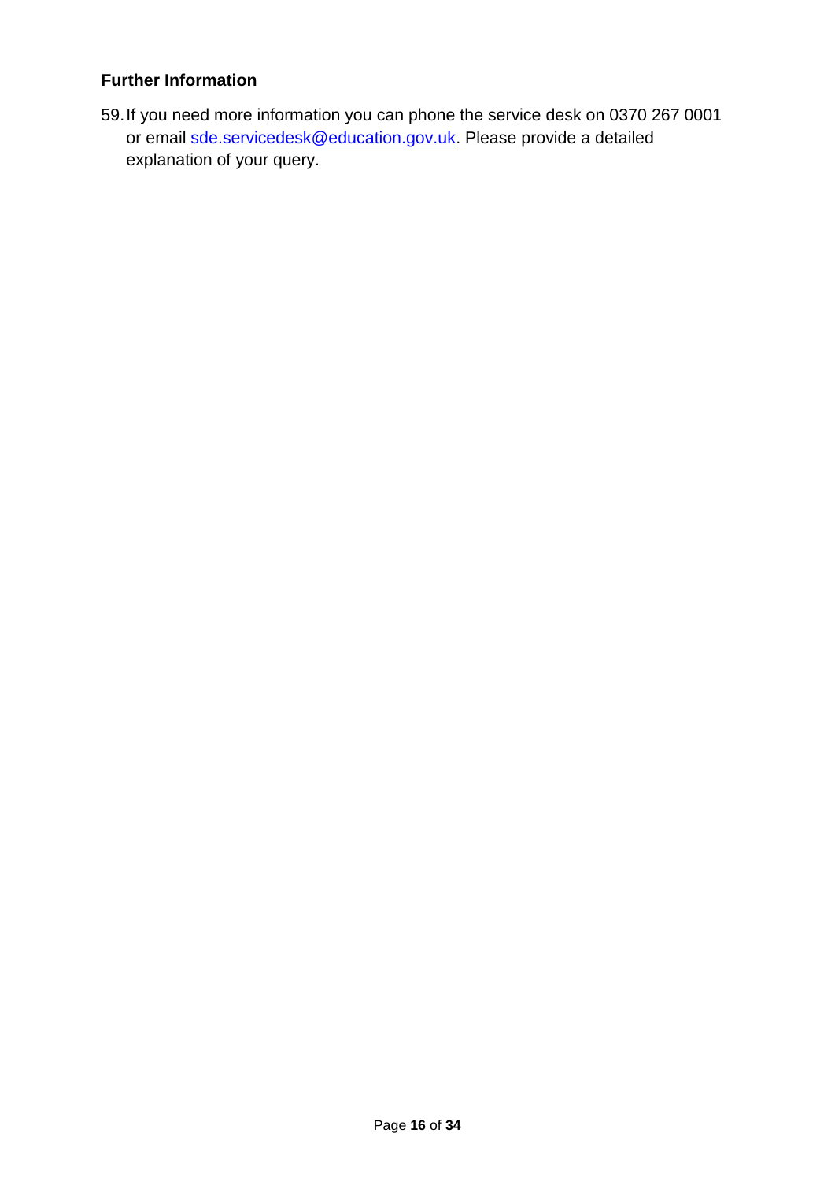### Further Information

59. If you need more information you can phone the service desk on 0370 267 0001 or email [sde.servicedesk@education.gov.uk](mailto:sde.servicedesk@education.gov.uk). Please provide a detailed explanation of your query.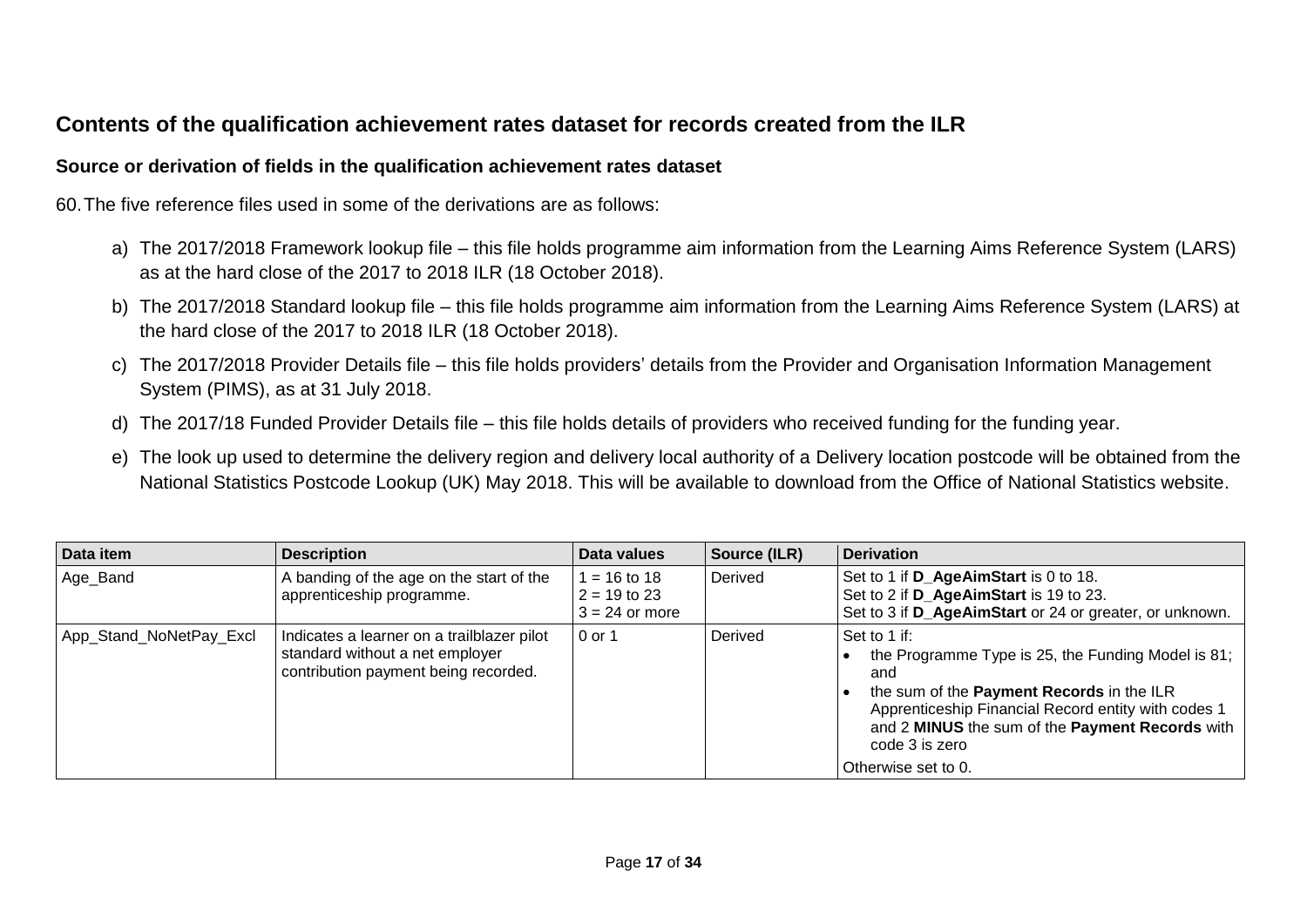## Contents of the qualification achievement rates dataset for records created from the ILR

### Source or derivation of fields in the qualification achievement rates dataset

60. The five reference files used in some of the derivations are as follows:

a) The 2017/2018 Framework lookup file – this file holds programme aim information from the Learning Aims Reference System (LARS) as at the hard close of the 2017 to 2018 ILR (18 October 2018).

b) The 2017/2018 Standard lookup file – this file holds programme aim information from the Learning Aims Reference System (LARS) at the hard close of the 2017 to 2018 ILR (18 October 2018).

c) The 2017/2018 Provider Details file – this file holds providers' details from the Provider and Organisation Information Management System (PIMS), as at 31 July 2018.

d) The 2017/18 Funded Provider Details file – this file holds details of providers who received funding for the funding year.

e) The look up used to determine the delivery region and delivery local authority of a Delivery location postcode will be obtained from the National Statistics Postcode Lookup (UK) May 2018. This will be available to download from the Office of National Statistics website.

| Data item | Description | Data values | Source (ILR) | Derivation |
|---|---|---|---|---|
| Age_Band | A banding of the age on the start of the apprenticeship programme. | 1 = 16 to 18<br>2 = 19 to 23<br>3 = 24 or more | Derived | Set to 1 if **D_AgeAimStart** is 0 to 18.<br>Set to 2 if **D_AgeAimStart** is 19 to 23.<br>Set to 3 if **D_AgeAimStart** or 24 or greater, or unknown. |
| App_Stand_NoNetPay_Excl | Indicates a learner on a trailblazer pilot standard without a net employer contribution payment being recorded. | 0 or 1 | Derived | Set to 1 if:<br>• the Programme Type is 25, the Funding Model is 81; and<br>• the sum of the **Payment Records** in the ILR Apprenticeship Financial Record entity with codes 1 and 2 **MINUS** the sum of the **Payment Records** with code 3 is zero<br>Otherwise set to 0. |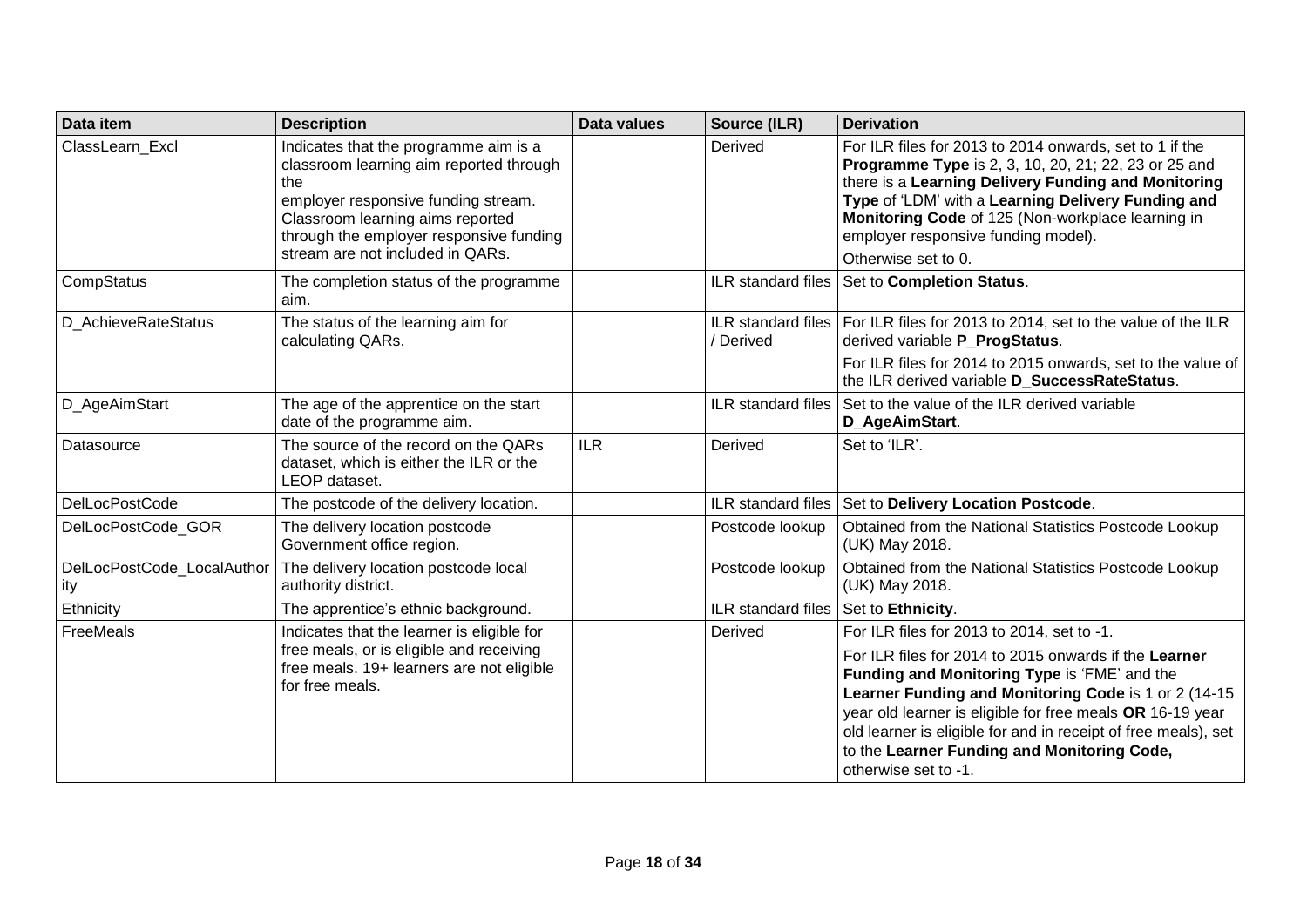| Data item | Description | Data values | Source (ILR) | Derivation |
|---|---|---|---|---|
| ClassLearn_Excl | Indicates that the programme aim is a classroom learning aim reported through the employer responsive funding stream. Classroom learning aims reported through the employer responsive funding stream are not included in QARs. | | Derived | For ILR files for 2013 to 2014 onwards, set to 1 if the **Programme Type** is 2, 3, 10, 20, 21; 22, 23 or 25 and there is a **Learning Delivery Funding and Monitoring Type** of 'LDM' with a **Learning Delivery Funding and Monitoring Code** of 125 (Non-workplace learning in employer responsive funding model). Otherwise set to 0. |
| CompStatus | The completion status of the programme aim. | | ILR standard files | Set to **Completion Status**. |
| D_AchieveRateStatus | The status of the learning aim for calculating QARs. | | ILR standard files / Derived | For ILR files for 2013 to 2014, set to the value of the ILR derived variable **P_ProgStatus**. For ILR files for 2014 to 2015 onwards, set to the value of the ILR derived variable **D_SuccessRateStatus**. |
| D_AgeAimStart | The age of the apprentice on the start date of the programme aim. | | ILR standard files | Set to the value of the ILR derived variable **D_AgeAimStart**. |
| Datasource | The source of the record on the QARs dataset, which is either the ILR or the LEOP dataset. | ILR | Derived | Set to 'ILR'. |
| DelLocPostCode | The postcode of the delivery location. | | ILR standard files | Set to **Delivery Location Postcode**. |
| DelLocPostCode_GOR | The delivery location postcode Government office region. | | Postcode lookup | Obtained from the National Statistics Postcode Lookup (UK) May 2018. |
| DelLocPostCode_LocalAuthority | The delivery location postcode local authority district. | | Postcode lookup | Obtained from the National Statistics Postcode Lookup (UK) May 2018. |
| Ethnicity | The apprentice's ethnic background. | | ILR standard files | Set to **Ethnicity**. |
| FreeMeals | Indicates that the learner is eligible for free meals, or is eligible and receiving free meals. 19+ learners are not eligible for free meals. | | Derived | For ILR files for 2013 to 2014, set to -1. For ILR files for 2014 to 2015 onwards if the **Learner Funding and Monitoring Type** is 'FME' and the **Learner Funding and Monitoring Code** is 1 or 2 (14-15 year old learner is eligible for free meals **OR** 16-19 year old learner is eligible for and in receipt of free meals), set to the **Learner Funding and Monitoring Code,** otherwise set to -1. |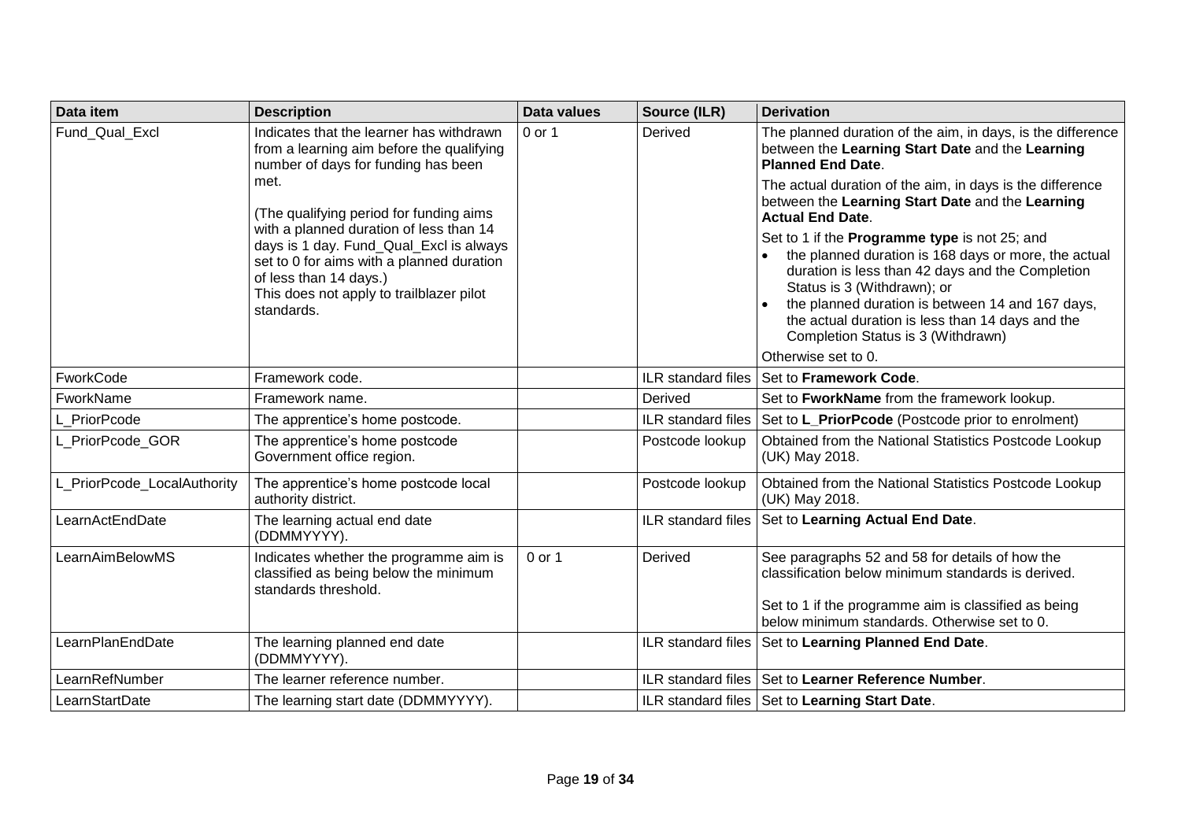| Data item | Description | Data values | Source (ILR) | Derivation |
|---|---|---|---|---|
| Fund_Qual_Excl | Indicates that the learner has withdrawn from a learning aim before the qualifying number of days for funding has been met.<br><br>(The qualifying period for funding aims with a planned duration of less than 14 days is 1 day. Fund_Qual_Excl is always set to 0 for aims with a planned duration of less than 14 days.)<br>This does not apply to trailblazer pilot standards. | 0 or 1 | Derived | The planned duration of the aim, in days, is the difference between the **Learning Start Date** and the **Learning Planned End Date**.<br><br>The actual duration of the aim, in days is the difference between the **Learning Start Date** and the **Learning Actual End Date**.<br><br>Set to 1 if the **Programme type** is not 25; and<br>• the planned duration is 168 days or more, the actual duration is less than 42 days and the Completion Status is 3 (Withdrawn); or<br>• the planned duration is between 14 and 167 days, the actual duration is less than 14 days and the Completion Status is 3 (Withdrawn)<br><br>Otherwise set to 0. |
| FworkCode | Framework code. | | ILR standard files | Set to **Framework Code**. |
| FworkName | Framework name. | | Derived | Set to **FworkName** from the framework lookup. |
| L_PriorPcode | The apprentice's home postcode. | | ILR standard files | Set to **L_PriorPcode** (Postcode prior to enrolment) |
| L_PriorPcode_GOR | The apprentice's home postcode Government office region. | | Postcode lookup | Obtained from the National Statistics Postcode Lookup (UK) May 2018. |
| L_PriorPcode_LocalAuthority | The apprentice's home postcode local authority district. | | Postcode lookup | Obtained from the National Statistics Postcode Lookup (UK) May 2018. |
| LearnActEndDate | The learning actual end date (DDMMYYYY). | | ILR standard files | Set to **Learning Actual End Date**. |
| LearnAimBelowMS | Indicates whether the programme aim is classified as being below the minimum standards threshold. | 0 or 1 | Derived | See paragraphs 52 and 58 for details of how the classification below minimum standards is derived.<br><br>Set to 1 if the programme aim is classified as being below minimum standards. Otherwise set to 0. |
| LearnPlanEndDate | The learning planned end date (DDMMYYYY). | | ILR standard files | Set to **Learning Planned End Date**. |
| LearnRefNumber | The learner reference number. | | ILR standard files | Set to **Learner Reference Number**. |
| LearnStartDate | The learning start date (DDMMYYYY). | | ILR standard files | Set to **Learning Start Date**. |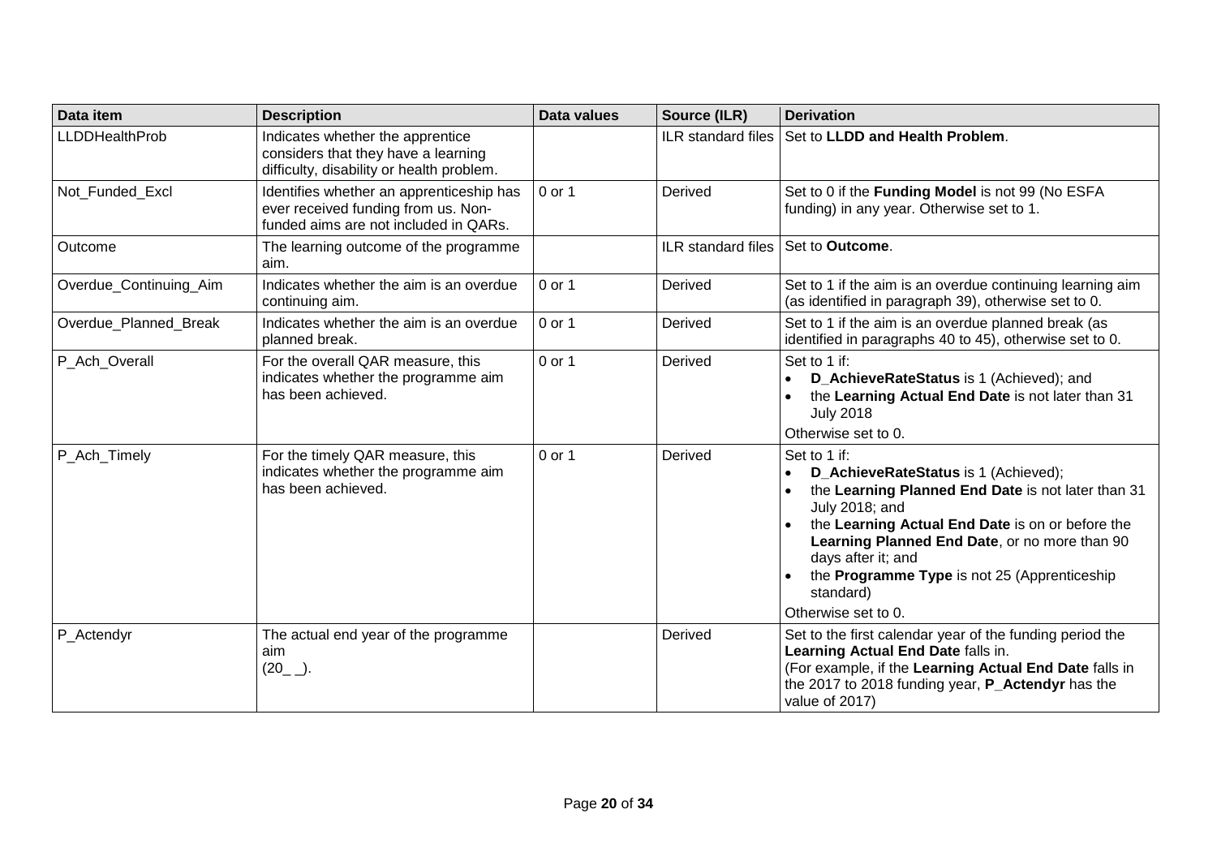| Data item | Description | Data values | Source (ILR) | Derivation |
|---|---|---|---|---|
| LLDDHealthProb | Indicates whether the apprentice considers that they have a learning difficulty, disability or health problem. | | ILR standard files | Set to **LLDD and Health Problem**. |
| Not_Funded_Excl | Identifies whether an apprenticeship has ever received funding from us. Non-funded aims are not included in QARs. | 0 or 1 | Derived | Set to 0 if the **Funding Model** is not 99 (No ESFA funding) in any year. Otherwise set to 1. |
| Outcome | The learning outcome of the programme aim. | | ILR standard files | Set to **Outcome**. |
| Overdue_Continuing_Aim | Indicates whether the aim is an overdue continuing aim. | 0 or 1 | Derived | Set to 1 if the aim is an overdue continuing learning aim (as identified in paragraph 39), otherwise set to 0. |
| Overdue_Planned_Break | Indicates whether the aim is an overdue planned break. | 0 or 1 | Derived | Set to 1 if the aim is an overdue planned break (as identified in paragraphs 40 to 45), otherwise set to 0. |
| P_Ach_Overall | For the overall QAR measure, this indicates whether the programme aim has been achieved. | 0 or 1 | Derived | Set to 1 if:<br>• **D_AchieveRateStatus** is 1 (Achieved); and<br>• the **Learning Actual End Date** is not later than 31 July 2018<br>Otherwise set to 0. |
| P_Ach_Timely | For the timely QAR measure, this indicates whether the programme aim has been achieved. | 0 or 1 | Derived | Set to 1 if:<br>• **D_AchieveRateStatus** is 1 (Achieved);<br>• the **Learning Planned End Date** is not later than 31 July 2018; and<br>• the **Learning Actual End Date** is on or before the **Learning Planned End Date**, or no more than 90 days after it; and<br>• the **Programme Type** is not 25 (Apprenticeship standard)<br>Otherwise set to 0. |
| P_Actendyr | The actual end year of the programme aim (20_ _). | | Derived | Set to the first calendar year of the funding period the **Learning Actual End Date** falls in.<br>(For example, if the **Learning Actual End Date** falls in the 2017 to 2018 funding year, **P_Actendyr** has the value of 2017) |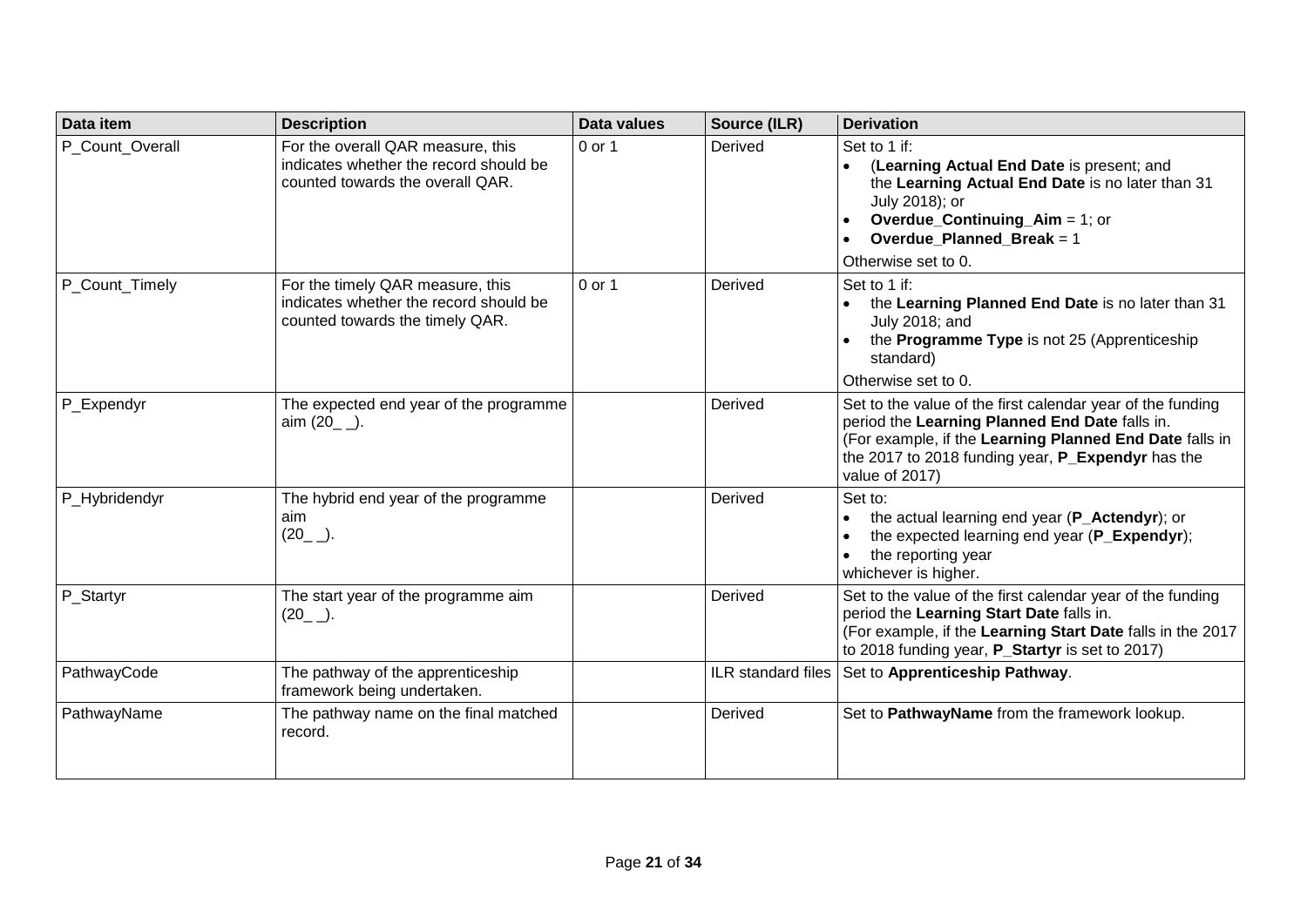| Data item | Description | Data values | Source (ILR) | Derivation |
|---|---|---|---|---|
| P_Count_Overall | For the overall QAR measure, this indicates whether the record should be counted towards the overall QAR. | 0 or 1 | Derived | Set to 1 if:<br>• (**Learning Actual End Date** is present; and the **Learning Actual End Date** is no later than 31 July 2018); or<br>• **Overdue_Continuing_Aim** = 1; or<br>• **Overdue_Planned_Break** = 1<br>Otherwise set to 0. |
| P_Count_Timely | For the timely QAR measure, this indicates whether the record should be counted towards the timely QAR. | 0 or 1 | Derived | Set to 1 if:<br>• the **Learning Planned End Date** is no later than 31 July 2018; and<br>• the **Programme Type** is not 25 (Apprenticeship standard)<br>Otherwise set to 0. |
| P_Expendyr | The expected end year of the programme aim (20_ _). | | Derived | Set to the value of the first calendar year of the funding period the **Learning Planned End Date** falls in.<br>(For example, if the **Learning Planned End Date** falls in the 2017 to 2018 funding year, **P_Expendyr** has the value of 2017) |
| P_Hybridendyr | The hybrid end year of the programme aim (20_ _). | | Derived | Set to:<br>• the actual learning end year (**P_Actendyr**); or<br>• the expected learning end year (**P_Expendyr**);<br>• the reporting year<br>whichever is higher. |
| P_Startyr | The start year of the programme aim (20_ _). | | Derived | Set to the value of the first calendar year of the funding period the **Learning Start Date** falls in.<br>(For example, if the **Learning Start Date** falls in the 2017 to 2018 funding year, **P_Startyr** is set to 2017) |
| PathwayCode | The pathway of the apprenticeship framework being undertaken. | | ILR standard files | Set to **Apprenticeship Pathway**. |
| PathwayName | The pathway name on the final matched record. | | Derived | Set to **PathwayName** from the framework lookup. |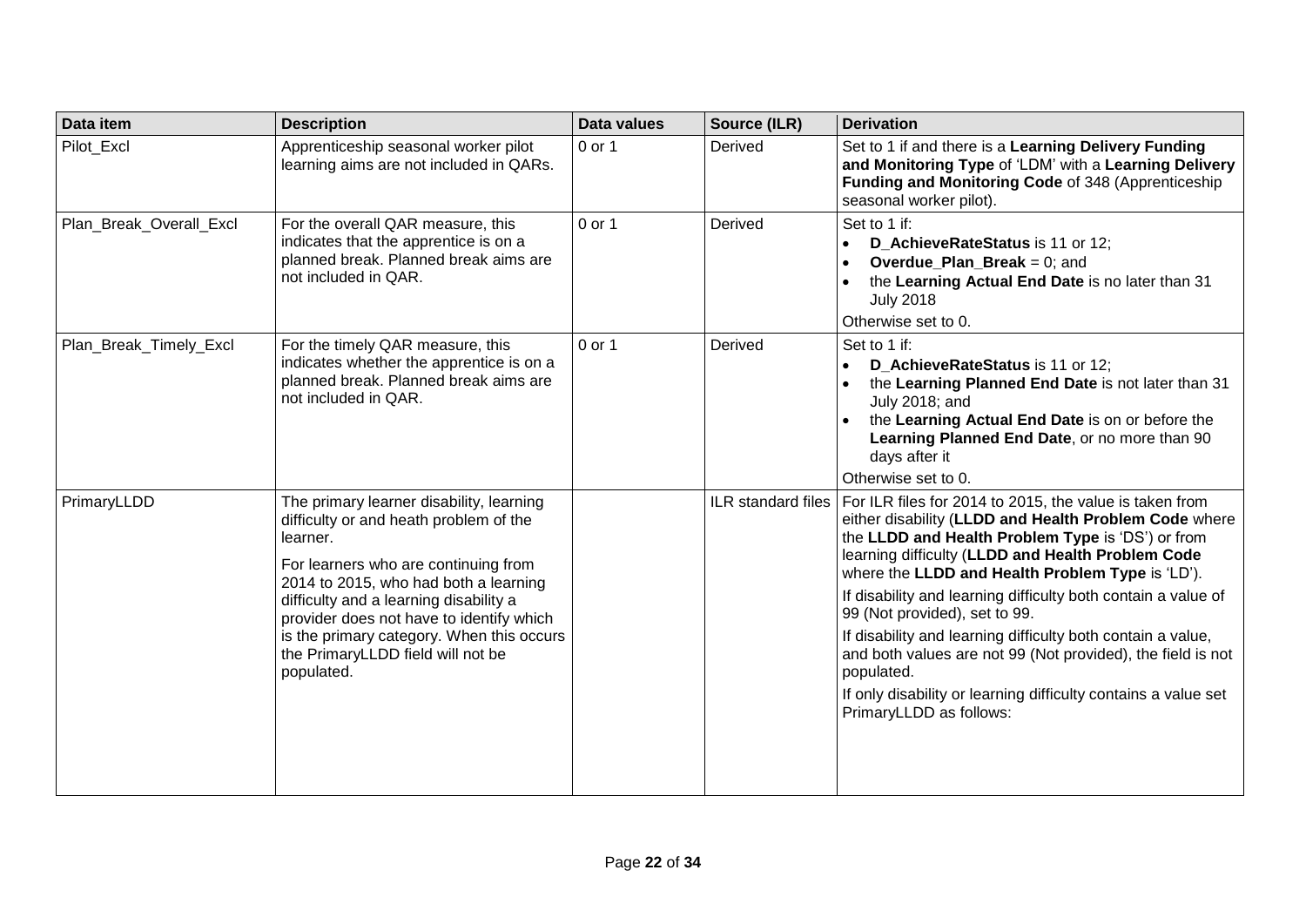| Data item | Description | Data values | Source (ILR) | Derivation |
|---|---|---|---|---|
| Pilot_Excl | Apprenticeship seasonal worker pilot learning aims are not included in QARs. | 0 or 1 | Derived | Set to 1 if and there is a **Learning Delivery Funding and Monitoring Type** of 'LDM' with a **Learning Delivery Funding and Monitoring Code** of 348 (Apprenticeship seasonal worker pilot). |
| Plan_Break_Overall_Excl | For the overall QAR measure, this indicates that the apprentice is on a planned break. Planned break aims are not included in QAR. | 0 or 1 | Derived | Set to 1 if:<br>• **D_AchieveRateStatus** is 11 or 12;<br>• **Overdue_Plan_Break** = 0; and<br>• the **Learning Actual End Date** is no later than 31 July 2018<br>Otherwise set to 0. |
| Plan_Break_Timely_Excl | For the timely QAR measure, this indicates whether the apprentice is on a planned break. Planned break aims are not included in QAR. | 0 or 1 | Derived | Set to 1 if:<br>• **D_AchieveRateStatus** is 11 or 12;<br>• the **Learning Planned End Date** is not later than 31 July 2018; and<br>• the **Learning Actual End Date** is on or before the **Learning Planned End Date**, or no more than 90 days after it<br>Otherwise set to 0. |
| PrimaryLLDD | The primary learner disability, learning difficulty or and heath problem of the learner.<br>For learners who are continuing from 2014 to 2015, who had both a learning difficulty and a learning disability a provider does not have to identify which is the primary category. When this occurs the PrimaryLLDD field will not be populated. | | ILR standard files | For ILR files for 2014 to 2015, the value is taken from either disability (**LLDD and Health Problem Code** where the **LLDD and Health Problem Type** is 'DS') or from learning difficulty (**LLDD and Health Problem Code** where the **LLDD and Health Problem Type** is 'LD').<br>If disability and learning difficulty both contain a value of 99 (Not provided), set to 99.<br>If disability and learning difficulty both contain a value, and both values are not 99 (Not provided), the field is not populated.<br>If only disability or learning difficulty contains a value set PrimaryLLDD as follows: |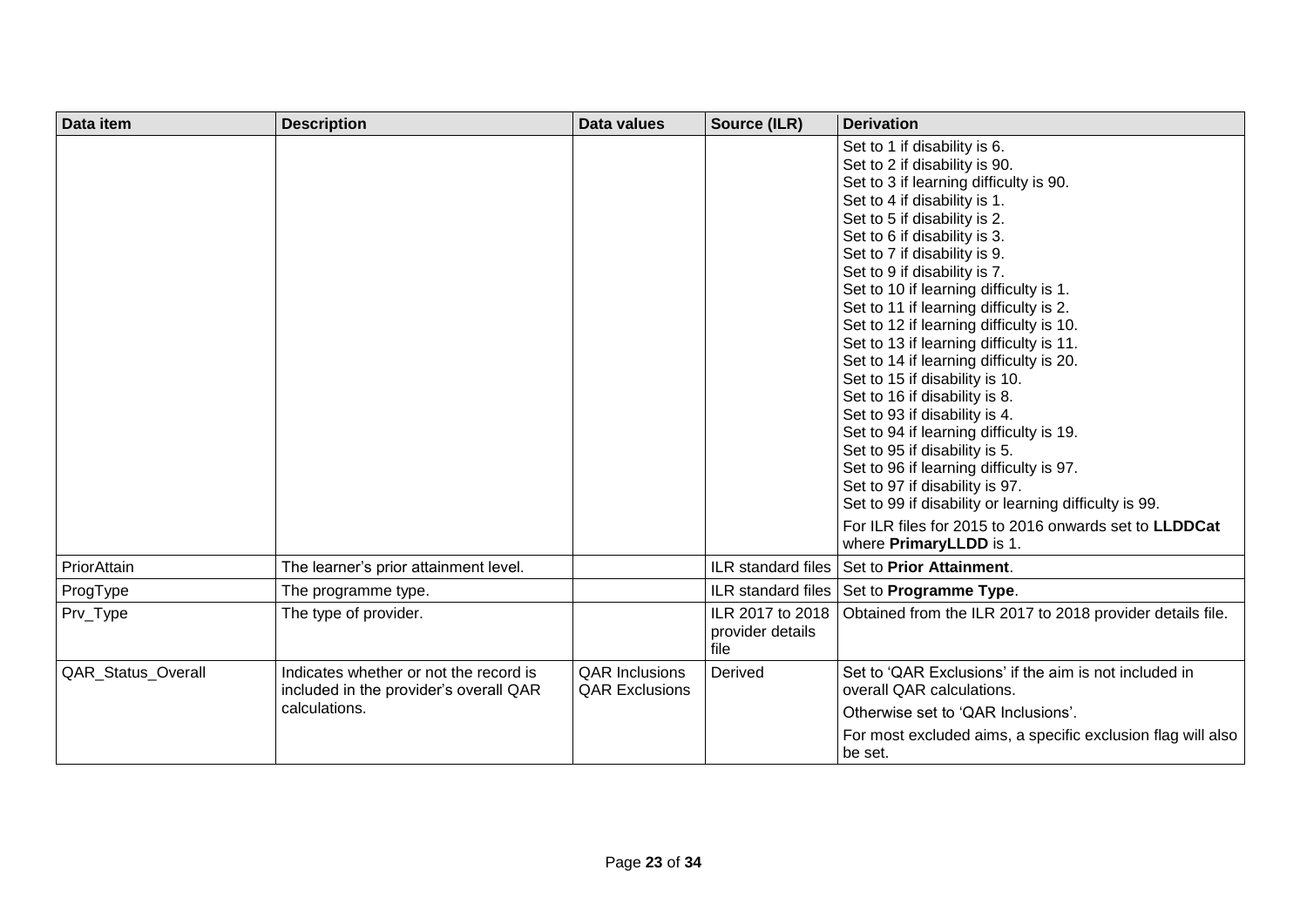| Data item | Description | Data values | Source (ILR) | Derivation |
|---|---|---|---|---|
| | | | | Set to 1 if disability is 6.<br>Set to 2 if disability is 90.<br>Set to 3 if learning difficulty is 90.<br>Set to 4 if disability is 1.<br>Set to 5 if disability is 2.<br>Set to 6 if disability is 3.<br>Set to 7 if disability is 9.<br>Set to 9 if disability is 7.<br>Set to 10 if learning difficulty is 1.<br>Set to 11 if learning difficulty is 2.<br>Set to 12 if learning difficulty is 10.<br>Set to 13 if learning difficulty is 11.<br>Set to 14 if learning difficulty is 20.<br>Set to 15 if disability is 10.<br>Set to 16 if disability is 8.<br>Set to 93 if disability is 4.<br>Set to 94 if learning difficulty is 19.<br>Set to 95 if disability is 5.<br>Set to 96 if learning difficulty is 97.<br>Set to 97 if disability is 97.<br>Set to 99 if disability or learning difficulty is 99.<br>For ILR files for 2015 to 2016 onwards set to **LLDDCat** where **PrimaryLLDD** is 1. |
| PriorAttain | The learner's prior attainment level. | | ILR standard files | Set to **Prior Attainment**. |
| ProgType | The programme type. | | ILR standard files | Set to **Programme Type**. |
| Prv_Type | The type of provider. | | ILR 2017 to 2018 provider details file | Obtained from the ILR 2017 to 2018 provider details file. |
| QAR_Status_Overall | Indicates whether or not the record is included in the provider's overall QAR calculations. | QAR Inclusions<br>QAR Exclusions | Derived | Set to 'QAR Exclusions' if the aim is not included in overall QAR calculations.<br>Otherwise set to 'QAR Inclusions'.<br>For most excluded aims, a specific exclusion flag will also be set. |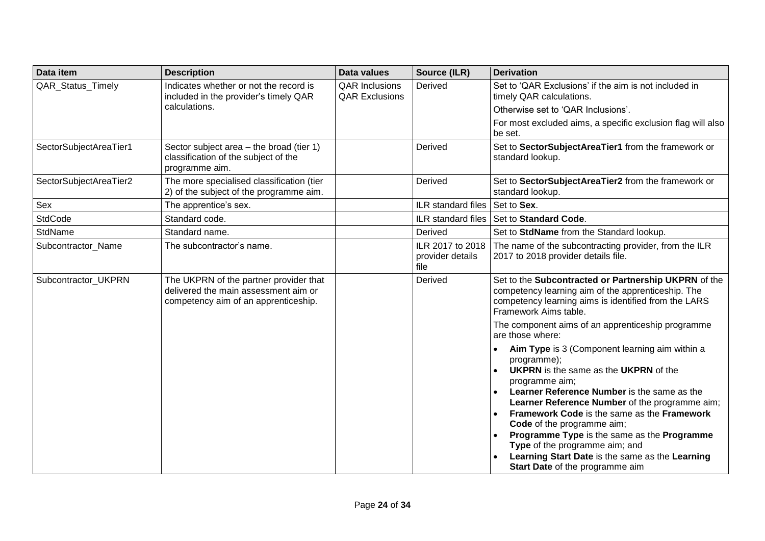| Data item | Description | Data values | Source (ILR) | Derivation |
|---|---|---|---|---|
| QAR_Status_Timely | Indicates whether or not the record is included in the provider's timely QAR calculations. | QAR Inclusions<br>QAR Exclusions | Derived | Set to 'QAR Exclusions' if the aim is not included in timely QAR calculations.<br>Otherwise set to 'QAR Inclusions'.<br>For most excluded aims, a specific exclusion flag will also be set. |
| SectorSubjectAreaTier1 | Sector subject area – the broad (tier 1) classification of the subject of the programme aim. | | Derived | Set to **SectorSubjectAreaTier1** from the framework or standard lookup. |
| SectorSubjectAreaTier2 | The more specialised classification (tier 2) of the subject of the programme aim. | | Derived | Set to **SectorSubjectAreaTier2** from the framework or standard lookup. |
| Sex | The apprentice's sex. | | ILR standard files | Set to **Sex**. |
| StdCode | Standard code. | | ILR standard files | Set to **Standard Code**. |
| StdName | Standard name. | | Derived | Set to **StdName** from the Standard lookup. |
| Subcontractor_Name | The subcontractor's name. | | ILR 2017 to 2018 provider details file | The name of the subcontracting provider, from the ILR 2017 to 2018 provider details file. |
| Subcontractor_UKPRN | The UKPRN of the partner provider that delivered the main assessment aim or competency aim of an apprenticeship. | | Derived | Set to the **Subcontracted or Partnership UKPRN** of the competency learning aim of the apprenticeship. The competency learning aims is identified from the LARS Framework Aims table.<br>The component aims of an apprenticeship programme are those where:<br>• **Aim Type** is 3 (Component learning aim within a programme);<br>• **UKPRN** is the same as the **UKPRN** of the programme aim;<br>• **Learner Reference Number** is the same as the **Learner Reference Number** of the programme aim;<br>• **Framework Code** is the same as the **Framework Code** of the programme aim;<br>• **Programme Type** is the same as the **Programme Type** of the programme aim; and<br>• **Learning Start Date** is the same as the **Learning Start Date** of the programme aim |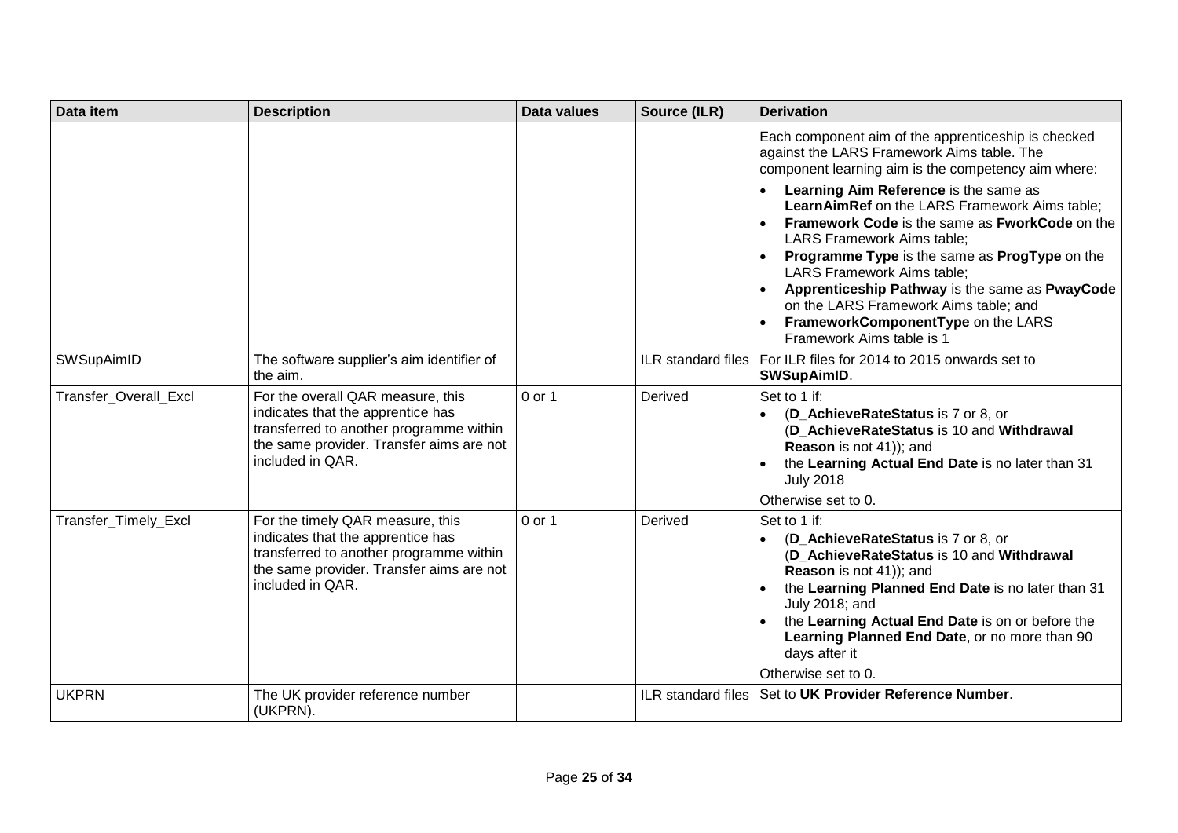| Data item | Description | Data values | Source (ILR) | Derivation |
|---|---|---|---|---|
| | | | | Each component aim of the apprenticeship is checked against the LARS Framework Aims table. The component learning aim is the competency aim where:<br>• **Learning Aim Reference** is the same as **LearnAimRef** on the LARS Framework Aims table;<br>• **Framework Code** is the same as **FworkCode** on the LARS Framework Aims table;<br>• **Programme Type** is the same as **ProgType** on the LARS Framework Aims table;<br>• **Apprenticeship Pathway** is the same as **PwayCode** on the LARS Framework Aims table; and<br>• **FrameworkComponentType** on the LARS Framework Aims table is 1 |
| SWSupAimID | The software supplier's aim identifier of the aim. | | ILR standard files | For ILR files for 2014 to 2015 onwards set to **SWSupAimID**. |
| Transfer_Overall_Excl | For the overall QAR measure, this indicates that the apprentice has transferred to another programme within the same provider. Transfer aims are not included in QAR. | 0 or 1 | Derived | Set to 1 if:<br>• (**D_AchieveRateStatus** is 7 or 8, or (**D_AchieveRateStatus** is 10 and **Withdrawal Reason** is not 41)); and<br>• the **Learning Actual End Date** is no later than 31 July 2018<br>Otherwise set to 0. |
| Transfer_Timely_Excl | For the timely QAR measure, this indicates that the apprentice has transferred to another programme within the same provider. Transfer aims are not included in QAR. | 0 or 1 | Derived | Set to 1 if:<br>• (**D_AchieveRateStatus** is 7 or 8, or (**D_AchieveRateStatus** is 10 and **Withdrawal Reason** is not 41)); and<br>• the **Learning Planned End Date** is no later than 31 July 2018; and<br>• the **Learning Actual End Date** is on or before the **Learning Planned End Date**, or no more than 90 days after it<br>Otherwise set to 0. |
| UKPRN | The UK provider reference number (UKPRN). | | ILR standard files | Set to **UK Provider Reference Number**. |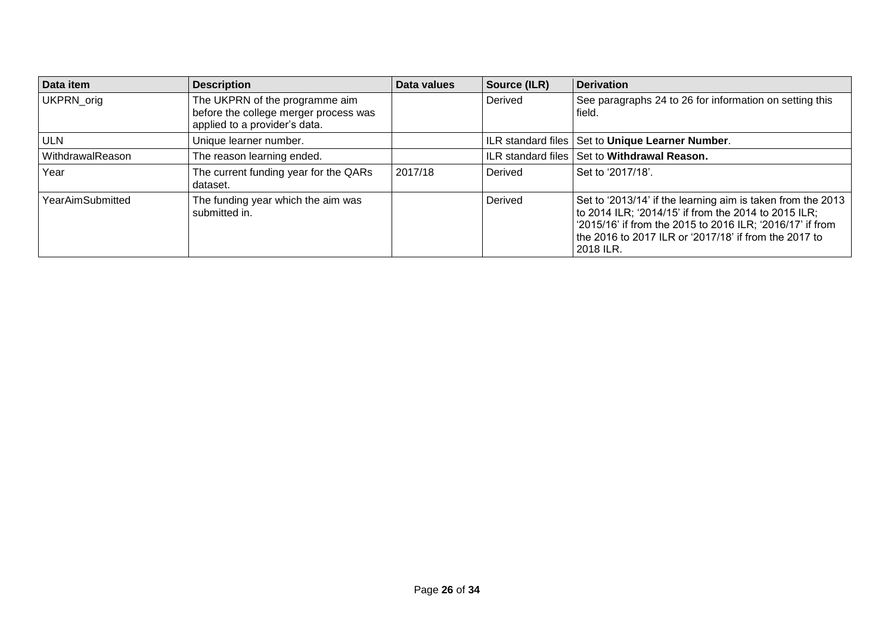| Data item | Description | Data values | Source (ILR) | Derivation |
|---|---|---|---|---|
| UKPRN_orig | The UKPRN of the programme aim before the college merger process was applied to a provider's data. | | Derived | See paragraphs 24 to 26 for information on setting this field. |
| ULN | Unique learner number. | | ILR standard files | Set to **Unique Learner Number**. |
| WithdrawalReason | The reason learning ended. | | ILR standard files | Set to **Withdrawal Reason.** |
| Year | The current funding year for the QARs dataset. | 2017/18 | Derived | Set to '2017/18'. |
| YearAimSubmitted | The funding year which the aim was submitted in. | | Derived | Set to '2013/14' if the learning aim is taken from the 2013 to 2014 ILR; '2014/15' if from the 2014 to 2015 ILR; '2015/16' if from the 2015 to 2016 ILR; '2016/17' if from the 2016 to 2017 ILR or '2017/18' if from the 2017 to 2018 ILR. |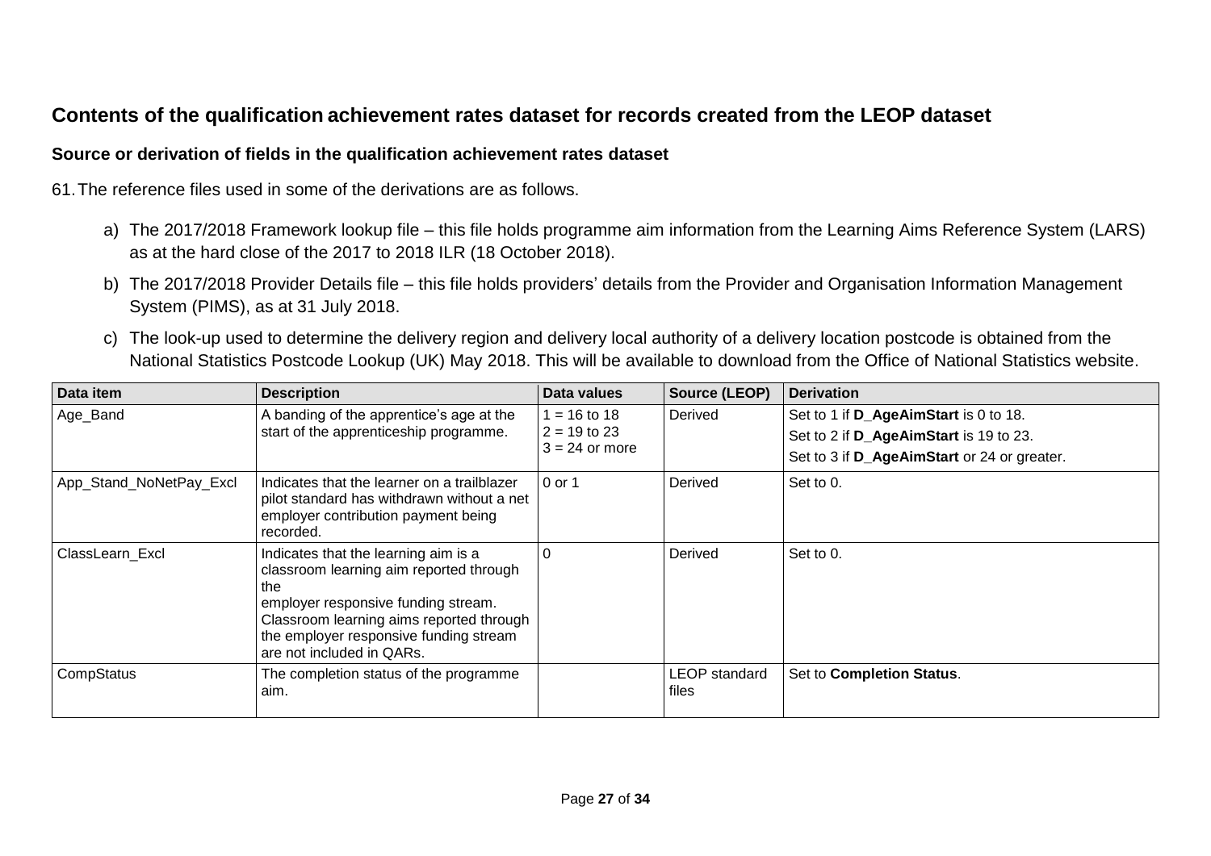## Contents of the qualification achievement rates dataset for records created from the LEOP dataset

### Source or derivation of fields in the qualification achievement rates dataset

61. The reference files used in some of the derivations are as follows.

a) The 2017/2018 Framework lookup file – this file holds programme aim information from the Learning Aims Reference System (LARS) as at the hard close of the 2017 to 2018 ILR (18 October 2018).

b) The 2017/2018 Provider Details file – this file holds providers' details from the Provider and Organisation Information Management System (PIMS), as at 31 July 2018.

c) The look-up used to determine the delivery region and delivery local authority of a delivery location postcode is obtained from the National Statistics Postcode Lookup (UK) May 2018. This will be available to download from the Office of National Statistics website.

| Data item | Description | Data values | Source (LEOP) | Derivation |
|---|---|---|---|---|
| Age_Band | A banding of the apprentice's age at the start of the apprenticeship programme. | 1 = 16 to 18<br>2 = 19 to 23<br>3 = 24 or more | Derived | Set to 1 if **D_AgeAimStart** is 0 to 18.<br>Set to 2 if **D_AgeAimStart** is 19 to 23.<br>Set to 3 if **D_AgeAimStart** or 24 or greater. |
| App_Stand_NoNetPay_Excl | Indicates that the learner on a trailblazer pilot standard has withdrawn without a net employer contribution payment being recorded. | 0 or 1 | Derived | Set to 0. |
| ClassLearn_Excl | Indicates that the learning aim is a classroom learning aim reported through the employer responsive funding stream. Classroom learning aims reported through the employer responsive funding stream are not included in QARs. | 0 | Derived | Set to 0. |
| CompStatus | The completion status of the programme aim. | | LEOP standard files | Set to **Completion Status**. |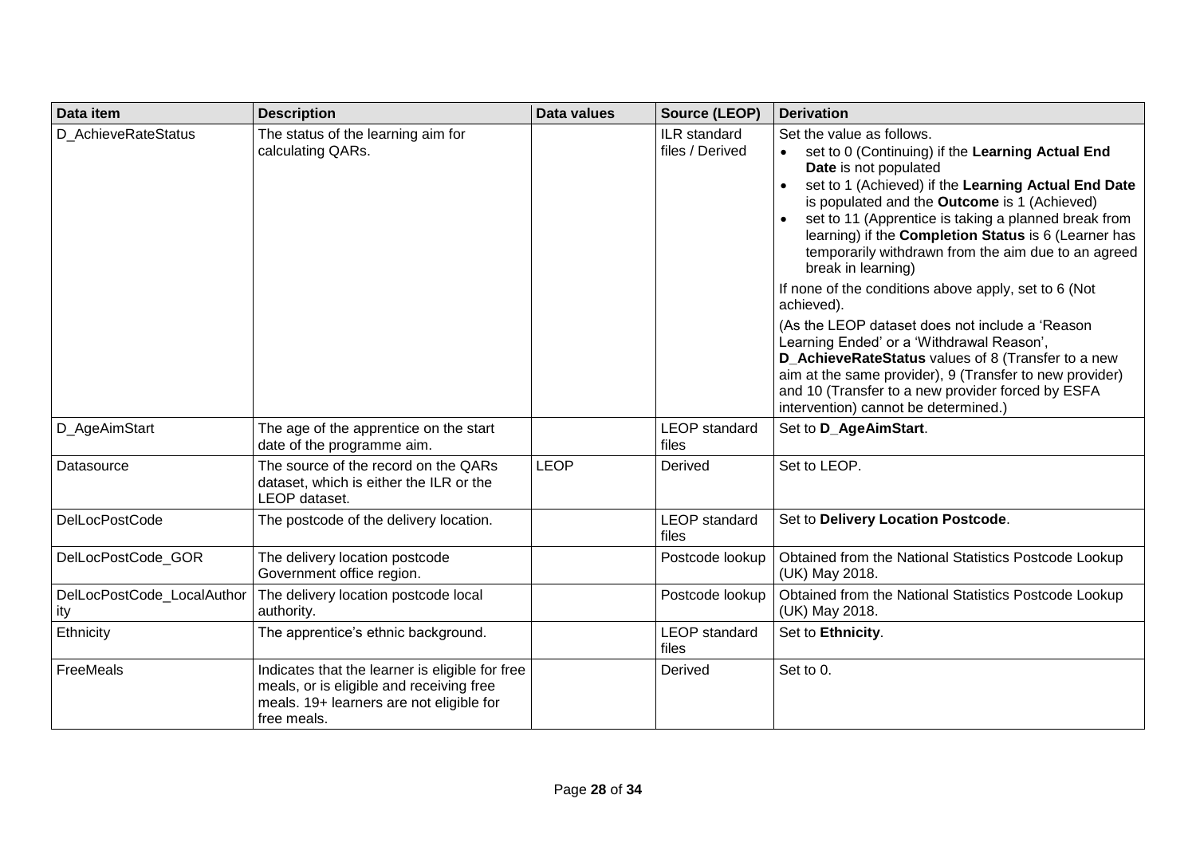| Data item | Description | Data values | Source (LEOP) | Derivation |
|---|---|---|---|---|
| D_AchieveRateStatus | The status of the learning aim for calculating QARs. | | ILR standard files / Derived | Set the value as follows.<br>• set to 0 (Continuing) if the **Learning Actual End Date** is not populated<br>• set to 1 (Achieved) if the **Learning Actual End Date** is populated and the **Outcome** is 1 (Achieved)<br>• set to 11 (Apprentice is taking a planned break from learning) if the **Completion Status** is 6 (Learner has temporarily withdrawn from the aim due to an agreed break in learning)<br>If none of the conditions above apply, set to 6 (Not achieved).<br>(As the LEOP dataset does not include a 'Reason Learning Ended' or a 'Withdrawal Reason', **D_AchieveRateStatus** values of 8 (Transfer to a new aim at the same provider), 9 (Transfer to new provider) and 10 (Transfer to a new provider forced by ESFA intervention) cannot be determined.) |
| D_AgeAimStart | The age of the apprentice on the start date of the programme aim. | | LEOP standard files | Set to **D_AgeAimStart**. |
| Datasource | The source of the record on the QARs dataset, which is either the ILR or the LEOP dataset. | LEOP | Derived | Set to LEOP. |
| DelLocPostCode | The postcode of the delivery location. | | LEOP standard files | Set to **Delivery Location Postcode**. |
| DelLocPostCode_GOR | The delivery location postcode Government office region. | | Postcode lookup | Obtained from the National Statistics Postcode Lookup (UK) May 2018. |
| DelLocPostCode_LocalAuthority | The delivery location postcode local authority. | | Postcode lookup | Obtained from the National Statistics Postcode Lookup (UK) May 2018. |
| Ethnicity | The apprentice's ethnic background. | | LEOP standard files | Set to **Ethnicity**. |
| FreeMeals | Indicates that the learner is eligible for free meals, or is eligible and receiving free meals. 19+ learners are not eligible for free meals. | | Derived | Set to 0. |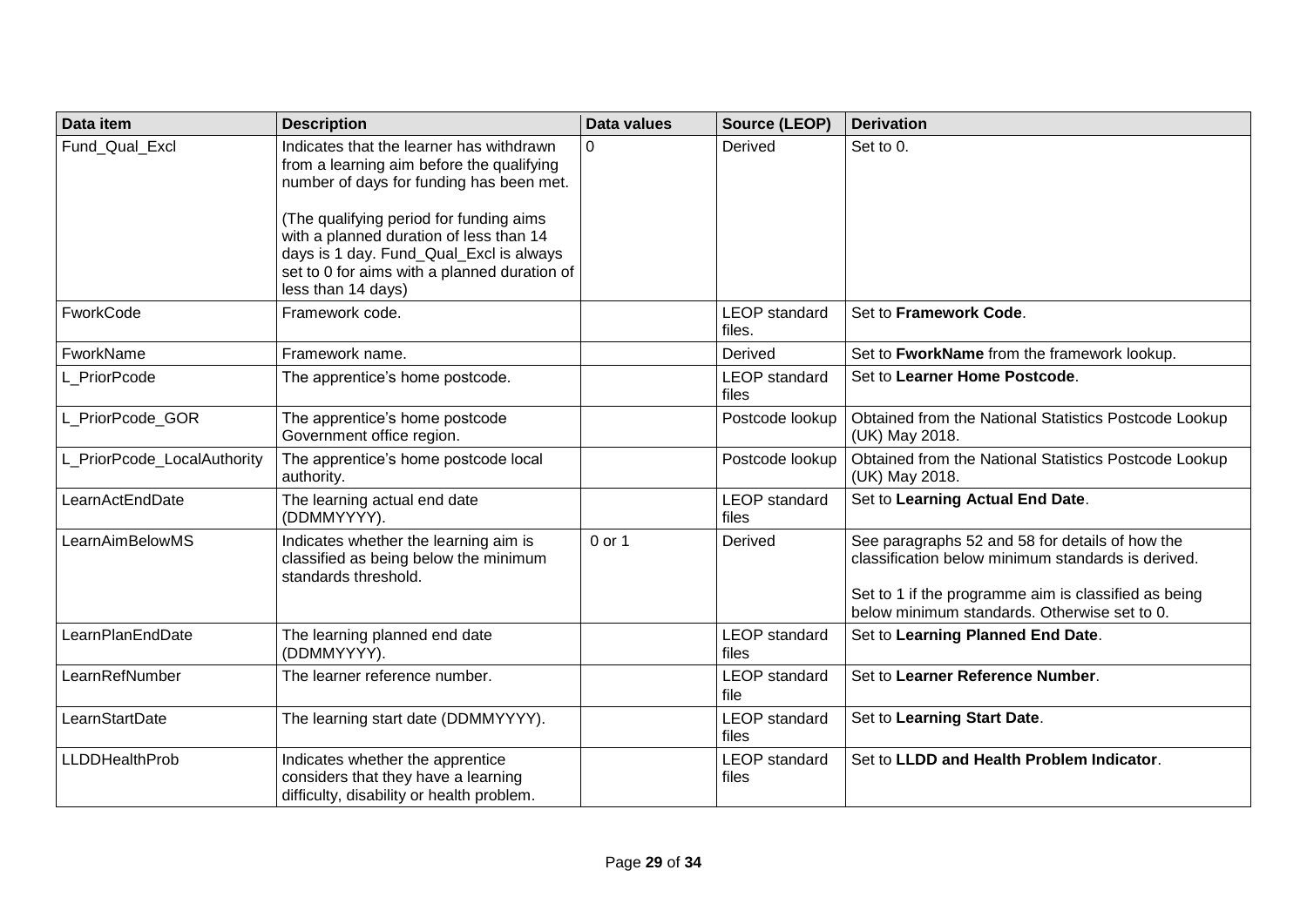| Data item | Description | Data values | Source (LEOP) | Derivation |
|---|---|---|---|---|
| Fund_Qual_Excl | Indicates that the learner has withdrawn from a learning aim before the qualifying number of days for funding has been met.<br><br>(The qualifying period for funding aims with a planned duration of less than 14 days is 1 day. Fund_Qual_Excl is always set to 0 for aims with a planned duration of less than 14 days) | 0 | Derived | Set to 0. |
| FworkCode | Framework code. | | LEOP standard files. | Set to **Framework Code**. |
| FworkName | Framework name. | | Derived | Set to **FworkName** from the framework lookup. |
| L_PriorPcode | The apprentice's home postcode. | | LEOP standard files | Set to **Learner Home Postcode**. |
| L_PriorPcode_GOR | The apprentice's home postcode Government office region. | | Postcode lookup | Obtained from the National Statistics Postcode Lookup (UK) May 2018. |
| L_PriorPcode_LocalAuthority | The apprentice's home postcode local authority. | | Postcode lookup | Obtained from the National Statistics Postcode Lookup (UK) May 2018. |
| LearnActEndDate | The learning actual end date (DDMMYYYY). | | LEOP standard files | Set to **Learning Actual End Date**. |
| LearnAimBelowMS | Indicates whether the learning aim is classified as being below the minimum standards threshold. | 0 or 1 | Derived | See paragraphs 52 and 58 for details of how the classification below minimum standards is derived.<br><br>Set to 1 if the programme aim is classified as being below minimum standards. Otherwise set to 0. |
| LearnPlanEndDate | The learning planned end date (DDMMYYYY). | | LEOP standard files | Set to **Learning Planned End Date**. |
| LearnRefNumber | The learner reference number. | | LEOP standard file | Set to **Learner Reference Number**. |
| LearnStartDate | The learning start date (DDMMYYYY). | | LEOP standard files | Set to **Learning Start Date**. |
| LLDDHealthProb | Indicates whether the apprentice considers that they have a learning difficulty, disability or health problem. | | LEOP standard files | Set to **LLDD and Health Problem Indicator**. |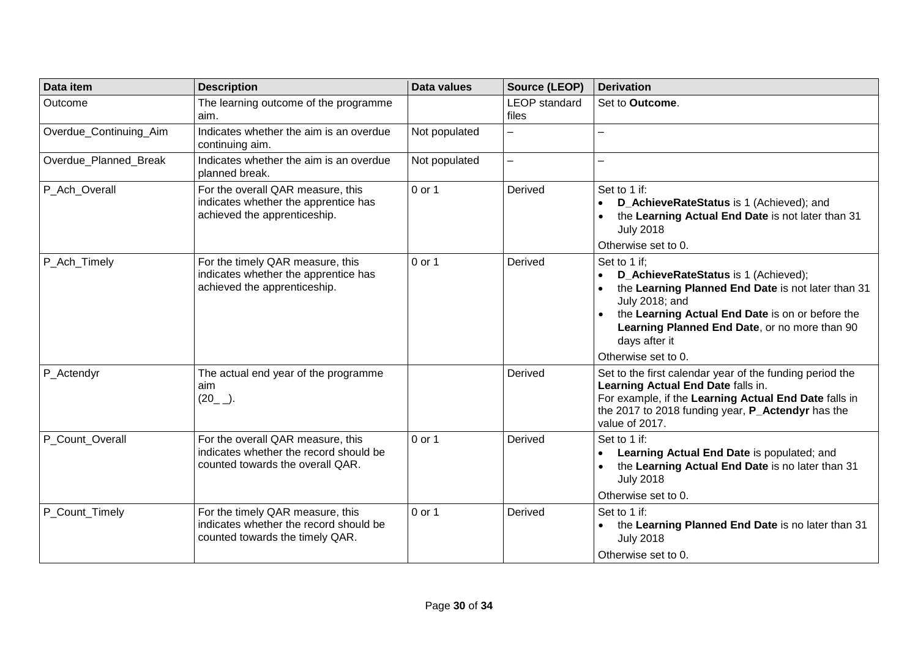| Data item | Description | Data values | Source (LEOP) | Derivation |
|---|---|---|---|---|
| Outcome | The learning outcome of the programme aim. | | LEOP standard files | Set to **Outcome**. |
| Overdue_Continuing_Aim | Indicates whether the aim is an overdue continuing aim. | Not populated | – | – |
| Overdue_Planned_Break | Indicates whether the aim is an overdue planned break. | Not populated | – | – |
| P_Ach_Overall | For the overall QAR measure, this indicates whether the apprentice has achieved the apprenticeship. | 0 or 1 | Derived | Set to 1 if:<br>• **D_AchieveRateStatus** is 1 (Achieved); and<br>• the **Learning Actual End Date** is not later than 31 July 2018<br>Otherwise set to 0. |
| P_Ach_Timely | For the timely QAR measure, this indicates whether the apprentice has achieved the apprenticeship. | 0 or 1 | Derived | Set to 1 if;<br>• **D_AchieveRateStatus** is 1 (Achieved);<br>• the **Learning Planned End Date** is not later than 31 July 2018; and<br>• the **Learning Actual End Date** is on or before the **Learning Planned End Date**, or no more than 90 days after it<br>Otherwise set to 0. |
| P_Actendyr | The actual end year of the programme aim (20_ _). | | Derived | Set to the first calendar year of the funding period the **Learning Actual End Date** falls in.<br>For example, if the **Learning Actual End Date** falls in the 2017 to 2018 funding year, **P_Actendyr** has the value of 2017. |
| P_Count_Overall | For the overall QAR measure, this indicates whether the record should be counted towards the overall QAR. | 0 or 1 | Derived | Set to 1 if:<br>• **Learning Actual End Date** is populated; and<br>• the **Learning Actual End Date** is no later than 31 July 2018<br>Otherwise set to 0. |
| P_Count_Timely | For the timely QAR measure, this indicates whether the record should be counted towards the timely QAR. | 0 or 1 | Derived | Set to 1 if:<br>• the **Learning Planned End Date** is no later than 31 July 2018<br>Otherwise set to 0. |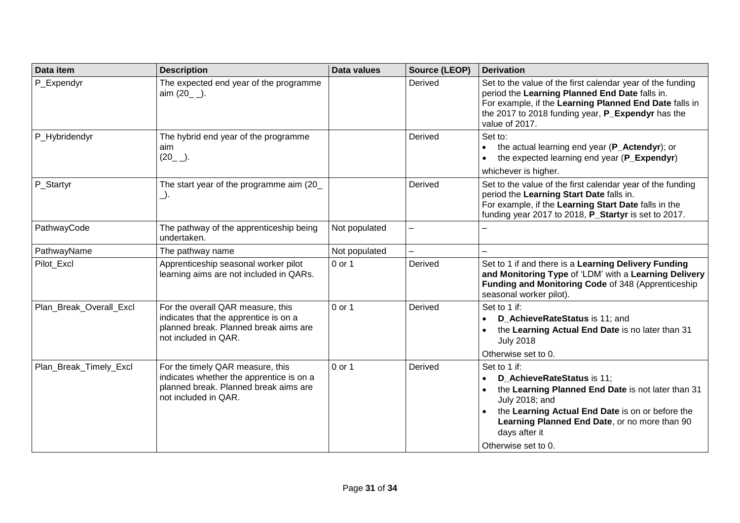| Data item | Description | Data values | Source (LEOP) | Derivation |
|---|---|---|---|---|
| P_Expendyr | The expected end year of the programme aim (20_ _). | | Derived | Set to the value of the first calendar year of the funding period the **Learning Planned End Date** falls in.<br>For example, if the **Learning Planned End Date** falls in the 2017 to 2018 funding year, **P_Expendyr** has the value of 2017. |
| P_Hybridendyr | The hybrid end year of the programme aim (20_ _). | | Derived | Set to:<br>• the actual learning end year (**P_Actendyr**); or<br>• the expected learning end year (**P_Expendyr**)<br>whichever is higher. |
| P_Startyr | The start year of the programme aim (20_ _). | | Derived | Set to the value of the first calendar year of the funding period the **Learning Start Date** falls in.<br>For example, if the **Learning Start Date** falls in the funding year 2017 to 2018, **P_Startyr** is set to 2017. |
| PathwayCode | The pathway of the apprenticeship being undertaken. | Not populated | – | – |
| PathwayName | The pathway name | Not populated | – | – |
| Pilot_Excl | Apprenticeship seasonal worker pilot learning aims are not included in QARs. | 0 or 1 | Derived | Set to 1 if and there is a **Learning Delivery Funding and Monitoring Type** of 'LDM' with a **Learning Delivery Funding and Monitoring Code** of 348 (Apprenticeship seasonal worker pilot). |
| Plan_Break_Overall_Excl | For the overall QAR measure, this indicates that the apprentice is on a planned break. Planned break aims are not included in QAR. | 0 or 1 | Derived | Set to 1 if:<br>• **D_AchieveRateStatus** is 11; and<br>• the **Learning Actual End Date** is no later than 31 July 2018<br>Otherwise set to 0. |
| Plan_Break_Timely_Excl | For the timely QAR measure, this indicates whether the apprentice is on a planned break. Planned break aims are not included in QAR. | 0 or 1 | Derived | Set to 1 if:<br>• **D_AchieveRateStatus** is 11;<br>• the **Learning Planned End Date** is not later than 31 July 2018; and<br>• the **Learning Actual End Date** is on or before the **Learning Planned End Date**, or no more than 90 days after it<br>Otherwise set to 0. |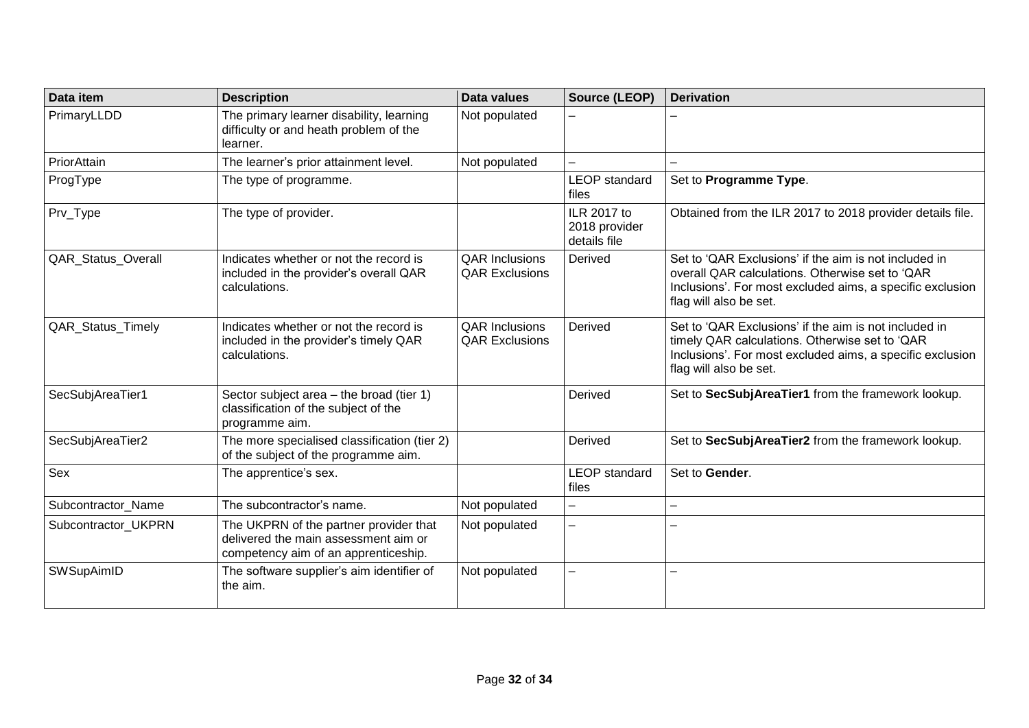| Data item | Description | Data values | Source (LEOP) | Derivation |
| --- | --- | --- | --- | --- |
| PrimaryLLDD | The primary learner disability, learning difficulty or and heath problem of the learner. | Not populated | – | – |
| PriorAttain | The learner's prior attainment level. | Not populated | – | – |
| ProgType | The type of programme. | | LEOP standard files | Set to **Programme Type**. |
| Prv_Type | The type of provider. | | ILR 2017 to 2018 provider details file | Obtained from the ILR 2017 to 2018 provider details file. |
| QAR_Status_Overall | Indicates whether or not the record is included in the provider's overall QAR calculations. | QAR Inclusions QAR Exclusions | Derived | Set to 'QAR Exclusions' if the aim is not included in overall QAR calculations. Otherwise set to 'QAR Inclusions'. For most excluded aims, a specific exclusion flag will also be set. |
| QAR_Status_Timely | Indicates whether or not the record is included in the provider's timely QAR calculations. | QAR Inclusions QAR Exclusions | Derived | Set to 'QAR Exclusions' if the aim is not included in timely QAR calculations. Otherwise set to 'QAR Inclusions'. For most excluded aims, a specific exclusion flag will also be set. |
| SecSubjAreaTier1 | Sector subject area – the broad (tier 1) classification of the subject of the programme aim. | | Derived | Set to **SecSubjAreaTier1** from the framework lookup. |
| SecSubjAreaTier2 | The more specialised classification (tier 2) of the subject of the programme aim. | | Derived | Set to **SecSubjAreaTier2** from the framework lookup. |
| Sex | The apprentice's sex. | | LEOP standard files | Set to **Gender**. |
| Subcontractor_Name | The subcontractor's name. | Not populated | – | – |
| Subcontractor_UKPRN | The UKPRN of the partner provider that delivered the main assessment aim or competency aim of an apprenticeship. | Not populated | – | – |
| SWSupAimID | The software supplier's aim identifier of the aim. | Not populated | – | – |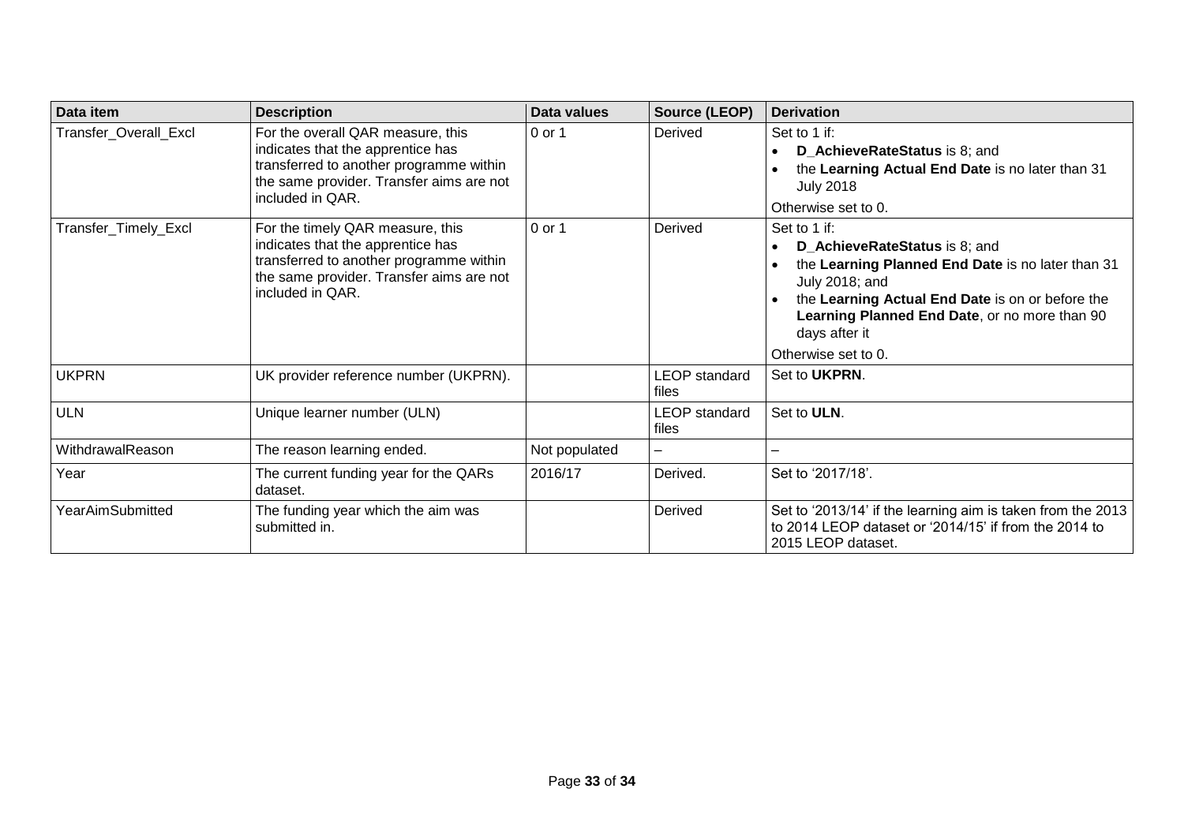| Data item | Description | Data values | Source (LEOP) | Derivation |
|---|---|---|---|---|
| Transfer_Overall_Excl | For the overall QAR measure, this indicates that the apprentice has transferred to another programme within the same provider. Transfer aims are not included in QAR. | 0 or 1 | Derived | Set to 1 if:<br>• **D_AchieveRateStatus** is 8; and<br>• the **Learning Actual End Date** is no later than 31 July 2018<br>Otherwise set to 0. |
| Transfer_Timely_Excl | For the timely QAR measure, this indicates that the apprentice has transferred to another programme within the same provider. Transfer aims are not included in QAR. | 0 or 1 | Derived | Set to 1 if:<br>• **D_AchieveRateStatus** is 8; and<br>• the **Learning Planned End Date** is no later than 31 July 2018; and<br>• the **Learning Actual End Date** is on or before the **Learning Planned End Date**, or no more than 90 days after it<br>Otherwise set to 0. |
| UKPRN | UK provider reference number (UKPRN). | | LEOP standard files | Set to **UKPRN**. |
| ULN | Unique learner number (ULN) | | LEOP standard files | Set to **ULN**. |
| WithdrawalReason | The reason learning ended. | Not populated | – | – |
| Year | The current funding year for the QARs dataset. | 2016/17 | Derived. | Set to '2017/18'. |
| YearAimSubmitted | The funding year which the aim was submitted in. | | Derived | Set to '2013/14' if the learning aim is taken from the 2013 to 2014 LEOP dataset or '2014/15' if from the 2014 to 2015 LEOP dataset. |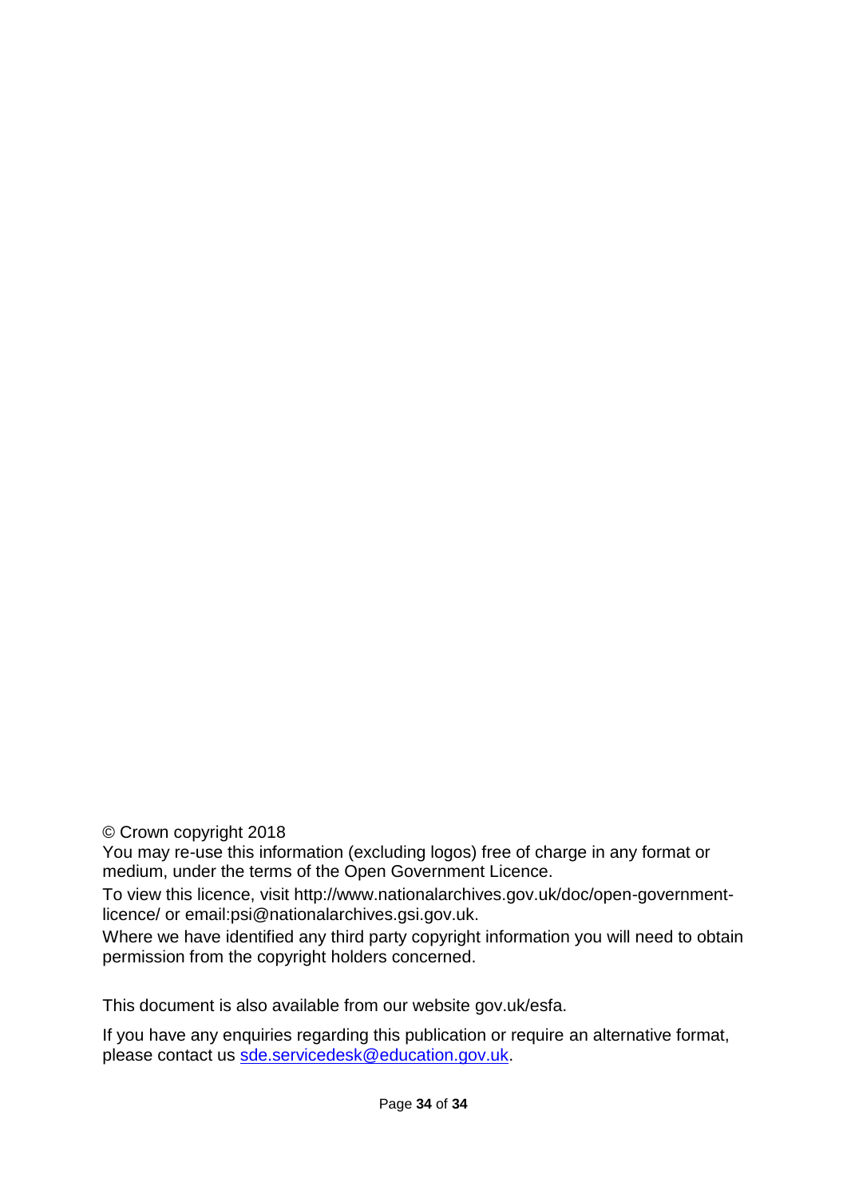© Crown copyright 2018

You may re-use this information (excluding logos) free of charge in any format or medium, under the terms of the Open Government Licence.

To view this licence, visit http://www.nationalarchives.gov.uk/doc/open-government-licence/ or email:psi@nationalarchives.gsi.gov.uk.

Where we have identified any third party copyright information you will need to obtain permission from the copyright holders concerned.

This document is also available from our website gov.uk/esfa.

If you have any enquiries regarding this publication or require an alternative format, please contact us sde.servicedesk@education.gov.uk.